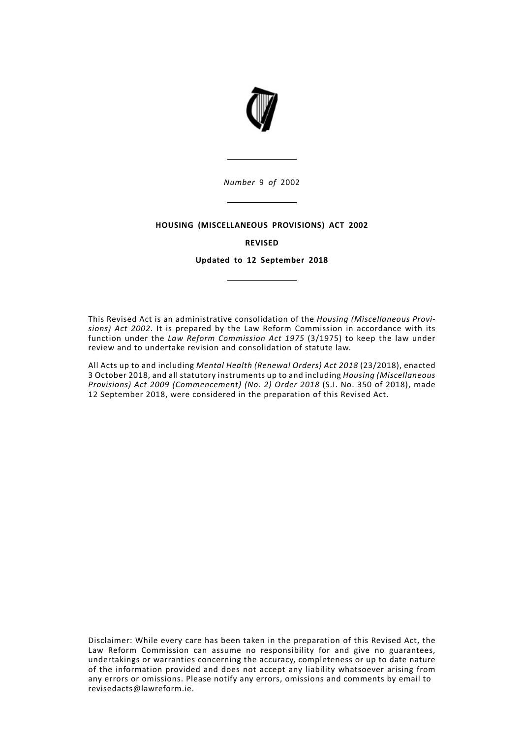*Number* 9 *of* 2002

# HOUSING (MISCELLANEOUS PROVISIONS) ACT 2002

**REVISED**

**Updated to 12 September 2018**

This Revised Act is an administrative consolidation of the *Housing (Miscellaneous Provisions) Act 2002*. It is prepared by the Law Reform Commission in accordance with its function under the *Law Reform Commission Act 1975* (3/1975) to keep the law under review and to undertake revision and consolidation of statute law.

All Acts up to and including *Mental Health (Renewal Orders) Act 2018* (23/2018), enacted 3 October 2018, and all statutory instruments up to and including *Housing (Miscellaneous Provisions) Act 2009 (Commencement) (No. 2) Order 2018* (S.I. No. 350 of 2018), made 12 September 2018, were considered in the preparation of this Revised Act.

Disclaimer: While every care has been taken in the preparation of this Revised Act, the Law Reform Commission can assume no responsibility for and give no guarantees, undertakings or warranties concerning the accuracy, completeness or up to date nature of the information provided and does not accept any liability whatsoever arising from any errors or omissions. Please notify any errors, omissions and comments by email to revisedacts@lawreform.ie.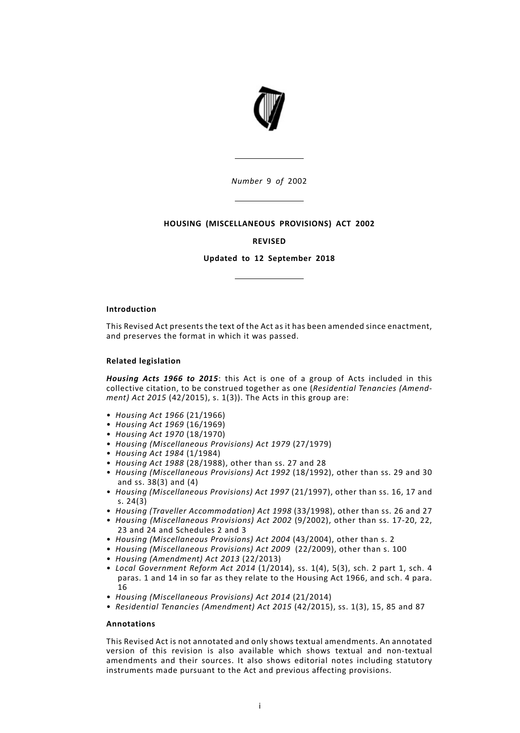*Number* 9 *of* 2002

**HOUSING (MISCELLANEOUS PROVISIONS) ACT 2002**

**REVISED**

**Updated to 12 September 2018**

**Introduction**

This Revised Act presents the text of the Act as it has been amended since enactment, and preserves the format in which it was passed.

**Related legislation**

***Housing Acts 1966 to 2015***: this Act is one of a group of Acts included in this collective citation, to be construed together as one (*Residential Tenancies (Amendment) Act 2015* (42/2015), s. 1(3)). The Acts in this group are:

- *Housing Act 1966* (21/1966)
- *Housing Act 1969* (16/1969)
- *Housing Act 1970* (18/1970)
- *Housing (Miscellaneous Provisions) Act 1979* (27/1979)
- *Housing Act 1984* (1/1984)
- *Housing Act 1988* (28/1988), other than ss. 27 and 28
- *Housing (Miscellaneous Provisions) Act 1992* (18/1992), other than ss. 29 and 30 and ss. 38(3) and (4)
- *Housing (Miscellaneous Provisions) Act 1997* (21/1997), other than ss. 16, 17 and s. 24(3)
- *Housing (Traveller Accommodation) Act 1998* (33/1998), other than ss. 26 and 27
- *Housing (Miscellaneous Provisions) Act 2002* (9/2002), other than ss. 17-20, 22, 23 and 24 and Schedules 2 and 3
- *Housing (Miscellaneous Provisions) Act 2004* (43/2004), other than s. 2
- *Housing (Miscellaneous Provisions) Act 2009* (22/2009), other than s. 100
- *Housing (Amendment) Act 2013* (22/2013)
- *Local Government Reform Act 2014* (1/2014), ss. 1(4), 5(3), sch. 2 part 1, sch. 4 paras. 1 and 14 in so far as they relate to the Housing Act 1966, and sch. 4 para. 16
- *Housing (Miscellaneous Provisions) Act 2014* (21/2014)
- *Residential Tenancies (Amendment) Act 2015* (42/2015), ss. 1(3), 15, 85 and 87

**Annotations**

This Revised Act is not annotated and only shows textual amendments. An annotated version of this revision is also available which shows textual and non-textual amendments and their sources. It also shows editorial notes including statutory instruments made pursuant to the Act and previous affecting provisions.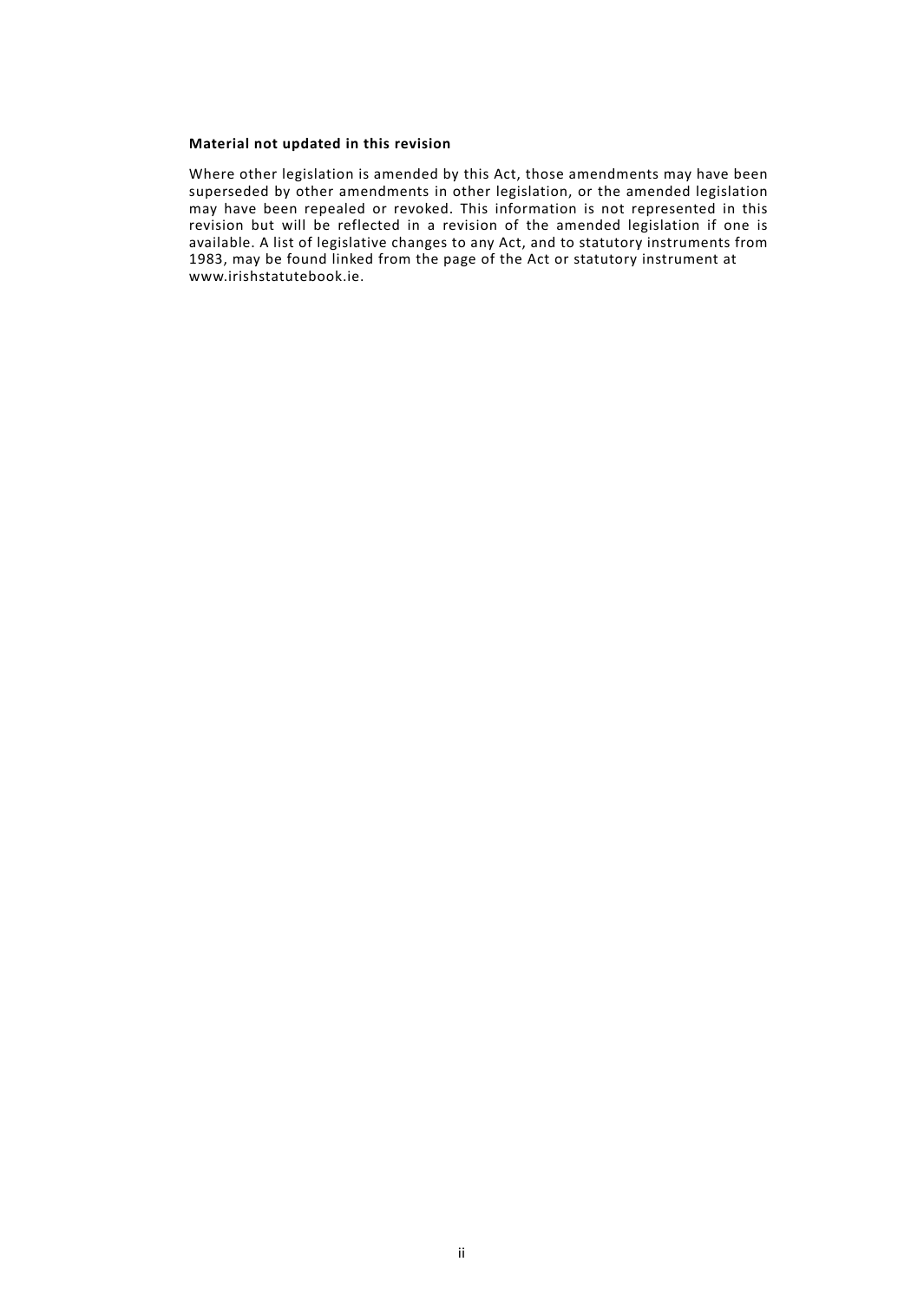**Material not updated in this revision**

Where other legislation is amended by this Act, those amendments may have been superseded by other amendments in other legislation, or the amended legislation may have been repealed or revoked. This information is not represented in this revision but will be reflected in a revision of the amended legislation if one is available. A list of legislative changes to any Act, and to statutory instruments from 1983, may be found linked from the page of the Act or statutory instrument at www.irishstatutebook.ie.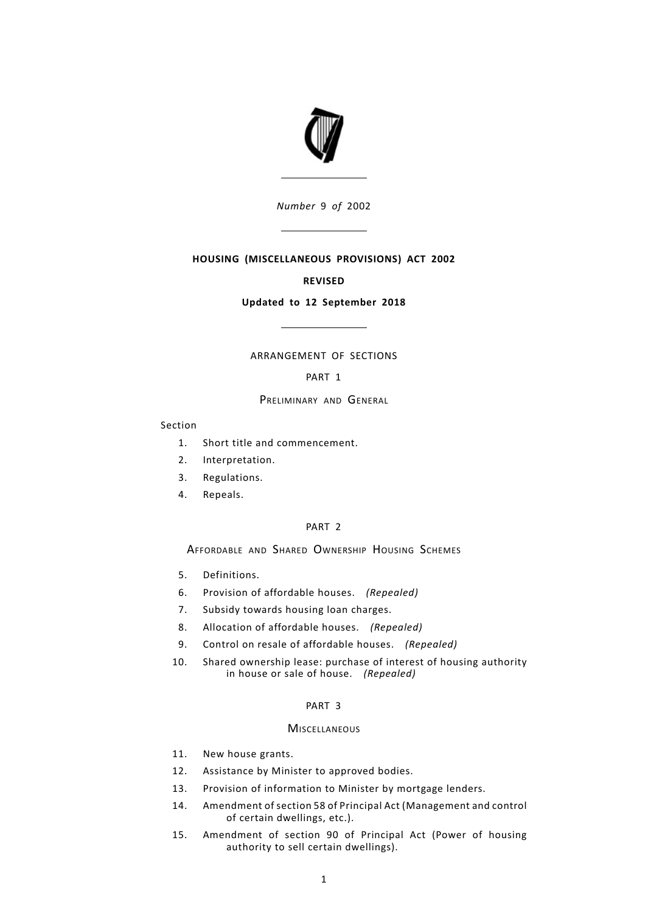*Number* 9 *of* 2002

**HOUSING (MISCELLANEOUS PROVISIONS) ACT 2002**

**REVISED**

**Updated to 12 September 2018**

ARRANGEMENT OF SECTIONS

PART 1

Preliminary and General

Section

1. Short title and commencement.
2. Interpretation.
3. Regulations.
4. Repeals.

PART 2

Affordable and Shared Ownership Housing Schemes

5. Definitions.
6. Provision of affordable houses. *(Repealed)*
7. Subsidy towards housing loan charges.
8. Allocation of affordable houses. *(Repealed)*
9. Control on resale of affordable houses. *(Repealed)*
10. Shared ownership lease: purchase of interest of housing authority in house or sale of house. *(Repealed)*

PART 3

Miscellaneous

11. New house grants.
12. Assistance by Minister to approved bodies.
13. Provision of information to Minister by mortgage lenders.
14. Amendment of section 58 of Principal Act (Management and control of certain dwellings, etc.).
15. Amendment of section 90 of Principal Act (Power of housing authority to sell certain dwellings).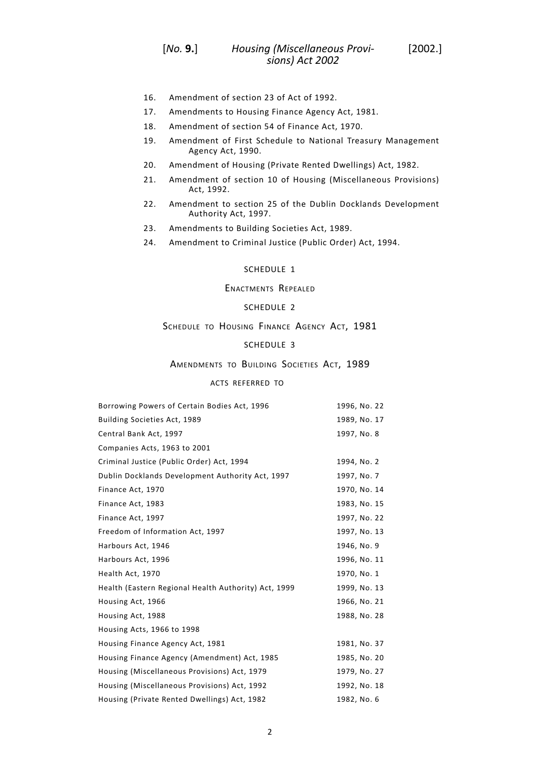16. Amendment of section 23 of Act of 1992.
17. Amendments to Housing Finance Agency Act, 1981.
18. Amendment of section 54 of Finance Act, 1970.
19. Amendment of First Schedule to National Treasury Management Agency Act, 1990.
20. Amendment of Housing (Private Rented Dwellings) Act, 1982.
21. Amendment of section 10 of Housing (Miscellaneous Provisions) Act, 1992.
22. Amendment to section 25 of the Dublin Docklands Development Authority Act, 1997.
23. Amendments to Building Societies Act, 1989.
24. Amendment to Criminal Justice (Public Order) Act, 1994.

SCHEDULE 1

ENACTMENTS REPEALED

SCHEDULE 2

SCHEDULE TO HOUSING FINANCE AGENCY ACT, 1981

SCHEDULE 3

AMENDMENTS TO BUILDING SOCIETIES ACT, 1989

ACTS REFERRED TO

| | |
|---|---|
| Borrowing Powers of Certain Bodies Act, 1996 | 1996, No. 22 |
| Building Societies Act, 1989 | 1989, No. 17 |
| Central Bank Act, 1997 | 1997, No. 8 |
| Companies Acts, 1963 to 2001 | |
| Criminal Justice (Public Order) Act, 1994 | 1994, No. 2 |
| Dublin Docklands Development Authority Act, 1997 | 1997, No. 7 |
| Finance Act, 1970 | 1970, No. 14 |
| Finance Act, 1983 | 1983, No. 15 |
| Finance Act, 1997 | 1997, No. 22 |
| Freedom of Information Act, 1997 | 1997, No. 13 |
| Harbours Act, 1946 | 1946, No. 9 |
| Harbours Act, 1996 | 1996, No. 11 |
| Health Act, 1970 | 1970, No. 1 |
| Health (Eastern Regional Health Authority) Act, 1999 | 1999, No. 13 |
| Housing Act, 1966 | 1966, No. 21 |
| Housing Act, 1988 | 1988, No. 28 |
| Housing Acts, 1966 to 1998 | |
| Housing Finance Agency Act, 1981 | 1981, No. 37 |
| Housing Finance Agency (Amendment) Act, 1985 | 1985, No. 20 |
| Housing (Miscellaneous Provisions) Act, 1979 | 1979, No. 27 |
| Housing (Miscellaneous Provisions) Act, 1992 | 1992, No. 18 |
| Housing (Private Rented Dwellings) Act, 1982 | 1982, No. 6 |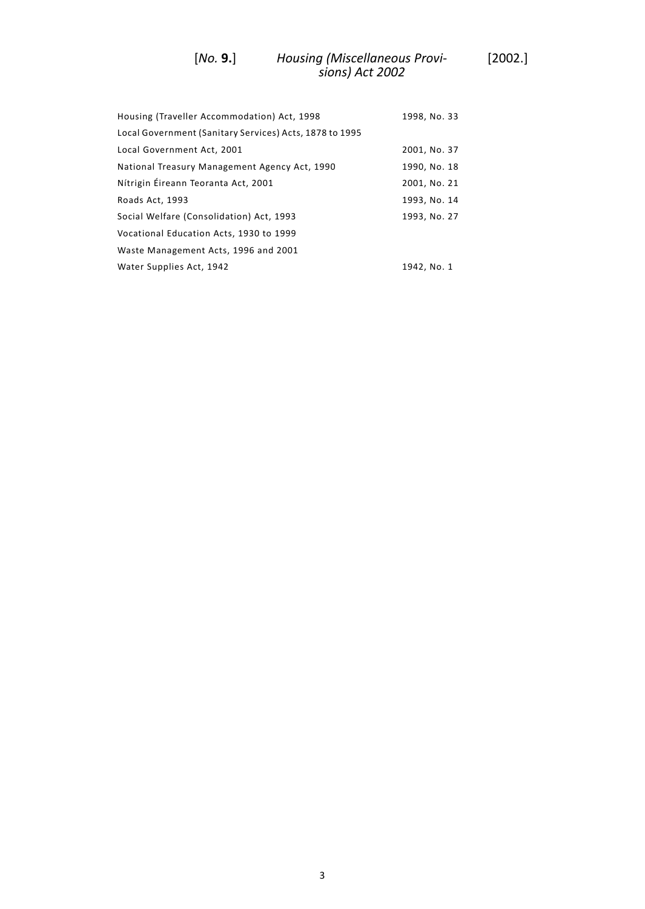| | |
|---|---|
| Housing (Traveller Accommodation) Act, 1998 | 1998, No. 33 |
| Local Government (Sanitary Services) Acts, 1878 to 1995 | |
| Local Government Act, 2001 | 2001, No. 37 |
| National Treasury Management Agency Act, 1990 | 1990, No. 18 |
| Nítrigin Éireann Teoranta Act, 2001 | 2001, No. 21 |
| Roads Act, 1993 | 1993, No. 14 |
| Social Welfare (Consolidation) Act, 1993 | 1993, No. 27 |
| Vocational Education Acts, 1930 to 1999 | |
| Waste Management Acts, 1996 and 2001 | |
| Water Supplies Act, 1942 | 1942, No. 1 |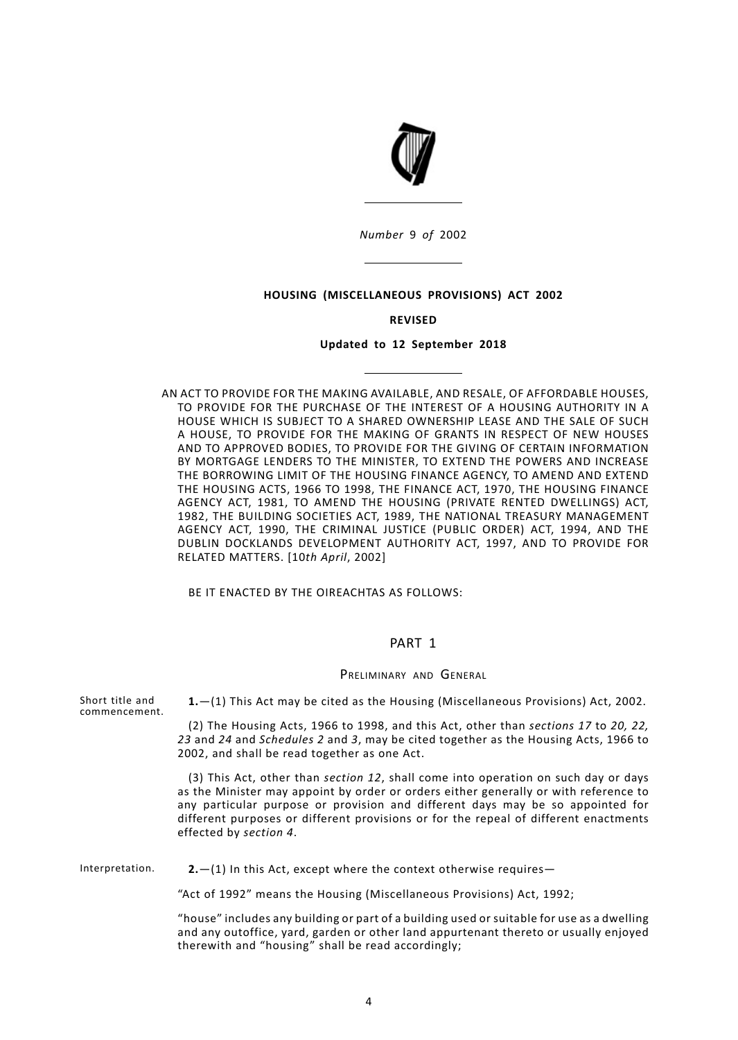*Number* 9 *of* 2002

**HOUSING (MISCELLANEOUS PROVISIONS) ACT 2002**

**REVISED**

**Updated to 12 September 2018**

AN ACT TO PROVIDE FOR THE MAKING AVAILABLE, AND RESALE, OF AFFORDABLE HOUSES, TO PROVIDE FOR THE PURCHASE OF THE INTEREST OF A HOUSING AUTHORITY IN A HOUSE WHICH IS SUBJECT TO A SHARED OWNERSHIP LEASE AND THE SALE OF SUCH A HOUSE, TO PROVIDE FOR THE MAKING OF GRANTS IN RESPECT OF NEW HOUSES AND TO APPROVED BODIES, TO PROVIDE FOR THE GIVING OF CERTAIN INFORMATION BY MORTGAGE LENDERS TO THE MINISTER, TO EXTEND THE POWERS AND INCREASE THE BORROWING LIMIT OF THE HOUSING FINANCE AGENCY, TO AMEND AND EXTEND THE HOUSING ACTS, 1966 TO 1998, THE FINANCE ACT, 1970, THE HOUSING FINANCE AGENCY ACT, 1981, TO AMEND THE HOUSING (PRIVATE RENTED DWELLINGS) ACT, 1982, THE BUILDING SOCIETIES ACT, 1989, THE NATIONAL TREASURY MANAGEMENT AGENCY ACT, 1990, THE CRIMINAL JUSTICE (PUBLIC ORDER) ACT, 1994, AND THE DUBLIN DOCKLANDS DEVELOPMENT AUTHORITY ACT, 1997, AND TO PROVIDE FOR RELATED MATTERS. [10*th April*, 2002]

BE IT ENACTED BY THE OIREACHTAS AS FOLLOWS:

## PART 1

### Preliminary and General

Short title and commencement.

**1.**—(1) This Act may be cited as the Housing (Miscellaneous Provisions) Act, 2002.

(2) The Housing Acts, 1966 to 1998, and this Act, other than *sections 17* to *20, 22, 23* and *24* and *Schedules 2* and *3*, may be cited together as the Housing Acts, 1966 to 2002, and shall be read together as one Act.

(3) This Act, other than *section 12*, shall come into operation on such day or days as the Minister may appoint by order or orders either generally or with reference to any particular purpose or provision and different days may be so appointed for different purposes or different provisions or for the repeal of different enactments effected by *section 4*.

Interpretation.

**2.**—(1) In this Act, except where the context otherwise requires—

"Act of 1992" means the Housing (Miscellaneous Provisions) Act, 1992;

"house" includes any building or part of a building used or suitable for use as a dwelling and any outoffice, yard, garden or other land appurtenant thereto or usually enjoyed therewith and "housing" shall be read accordingly;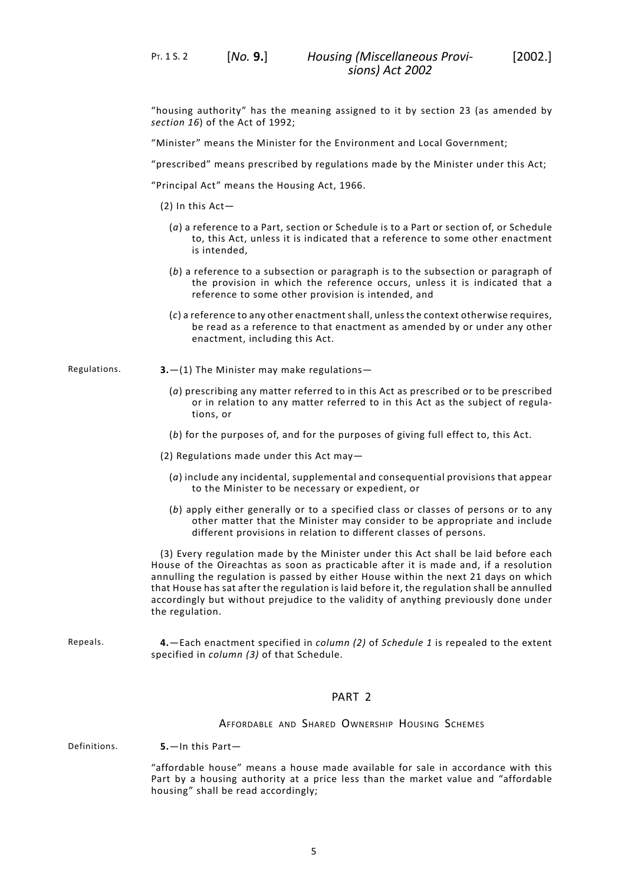"housing authority" has the meaning assigned to it by section 23 (as amended by *section 16*) of the Act of 1992;

"Minister" means the Minister for the Environment and Local Government;

"prescribed" means prescribed by regulations made by the Minister under this Act;

"Principal Act" means the Housing Act, 1966.

(2) In this Act—

(*a*) a reference to a Part, section or Schedule is to a Part or section of, or Schedule to, this Act, unless it is indicated that a reference to some other enactment is intended,

(*b*) a reference to a subsection or paragraph is to the subsection or paragraph of the provision in which the reference occurs, unless it is indicated that a reference to some other provision is intended, and

(*c*) a reference to any other enactment shall, unless the context otherwise requires, be read as a reference to that enactment as amended by or under any other enactment, including this Act.

Regulations.

**3.**—(1) The Minister may make regulations—

(*a*) prescribing any matter referred to in this Act as prescribed or to be prescribed or in relation to any matter referred to in this Act as the subject of regulations, or

(*b*) for the purposes of, and for the purposes of giving full effect to, this Act.

(2) Regulations made under this Act may—

(*a*) include any incidental, supplemental and consequential provisions that appear to the Minister to be necessary or expedient, or

(*b*) apply either generally or to a specified class or classes of persons or to any other matter that the Minister may consider to be appropriate and include different provisions in relation to different classes of persons.

(3) Every regulation made by the Minister under this Act shall be laid before each House of the Oireachtas as soon as practicable after it is made and, if a resolution annulling the regulation is passed by either House within the next 21 days on which that House has sat after the regulation is laid before it, the regulation shall be annulled accordingly but without prejudice to the validity of anything previously done under the regulation.

Repeals.

**4.**—Each enactment specified in *column (2)* of *Schedule 1* is repealed to the extent specified in *column (3)* of that Schedule.

## PART 2

### Affordable and Shared Ownership Housing Schemes

Definitions.

**5.**—In this Part—

"affordable house" means a house made available for sale in accordance with this Part by a housing authority at a price less than the market value and "affordable housing" shall be read accordingly;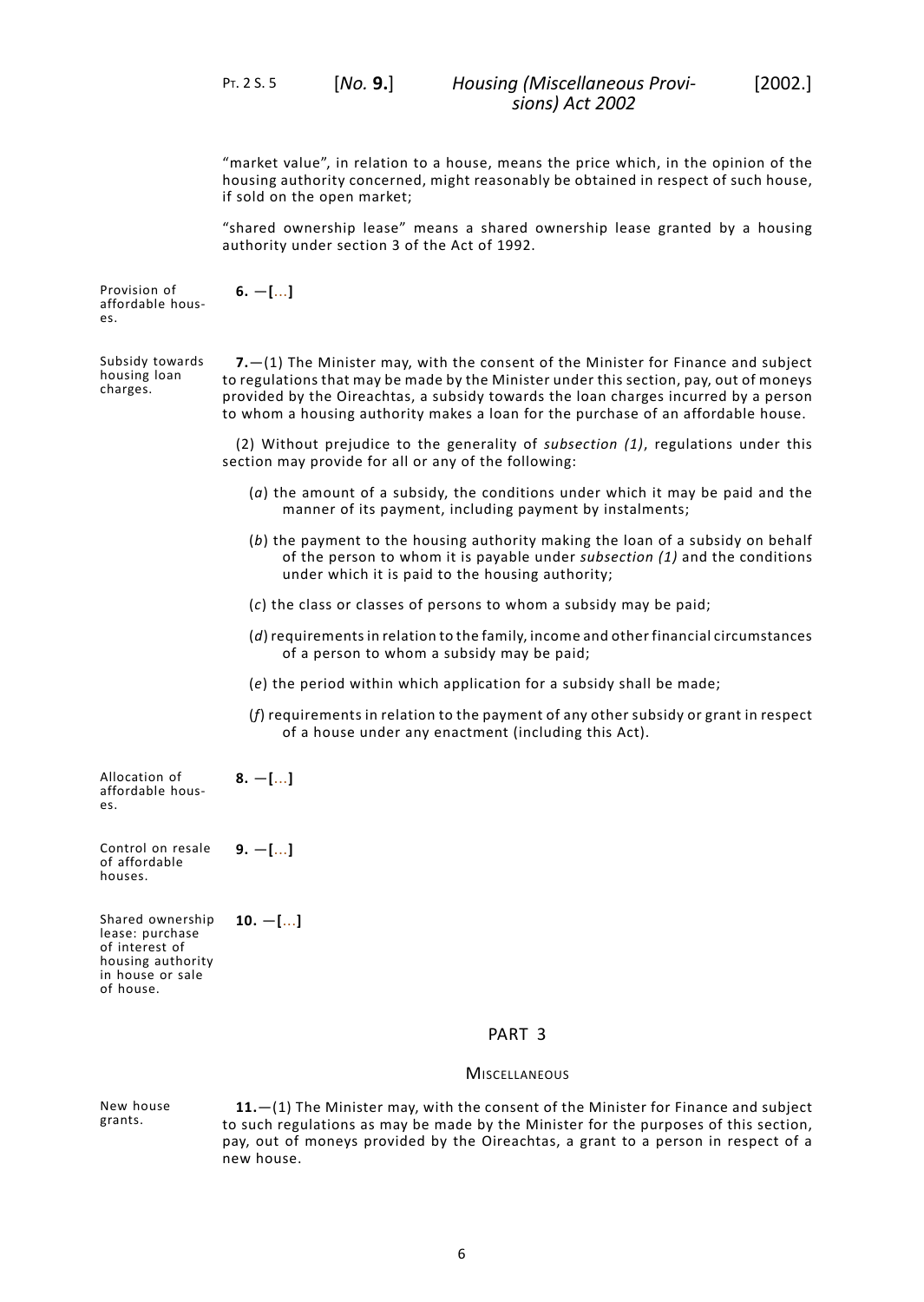"market value", in relation to a house, means the price which, in the opinion of the housing authority concerned, might reasonably be obtained in respect of such house, if sold on the open market;

"shared ownership lease" means a shared ownership lease granted by a housing authority under section 3 of the Act of 1992.

Provision of affordable houses.

**6.** —**[**...**]**

Subsidy towards housing loan charges.

**7.**—(1) The Minister may, with the consent of the Minister for Finance and subject to regulations that may be made by the Minister under this section, pay, out of moneys provided by the Oireachtas, a subsidy towards the loan charges incurred by a person to whom a housing authority makes a loan for the purchase of an affordable house.

(2) Without prejudice to the generality of *subsection (1)*, regulations under this section may provide for all or any of the following:

(*a*) the amount of a subsidy, the conditions under which it may be paid and the manner of its payment, including payment by instalments;

(*b*) the payment to the housing authority making the loan of a subsidy on behalf of the person to whom it is payable under *subsection (1)* and the conditions under which it is paid to the housing authority;

(*c*) the class or classes of persons to whom a subsidy may be paid;

(*d*) requirements in relation to the family, income and other financial circumstances of a person to whom a subsidy may be paid;

(*e*) the period within which application for a subsidy shall be made;

(*f*) requirements in relation to the payment of any other subsidy or grant in respect of a house under any enactment (including this Act).

Allocation of affordable houses.

**8.** —**[**...**]**

Control on resale of affordable houses.

**9.** —**[**...**]**

Shared ownership lease: purchase of interest of housing authority in house or sale of house.

**10.** —**[**...**]**

## PART 3

### MISCELLANEOUS

New house grants.

**11.**—(1) The Minister may, with the consent of the Minister for Finance and subject to such regulations as may be made by the Minister for the purposes of this section, pay, out of moneys provided by the Oireachtas, a grant to a person in respect of a new house.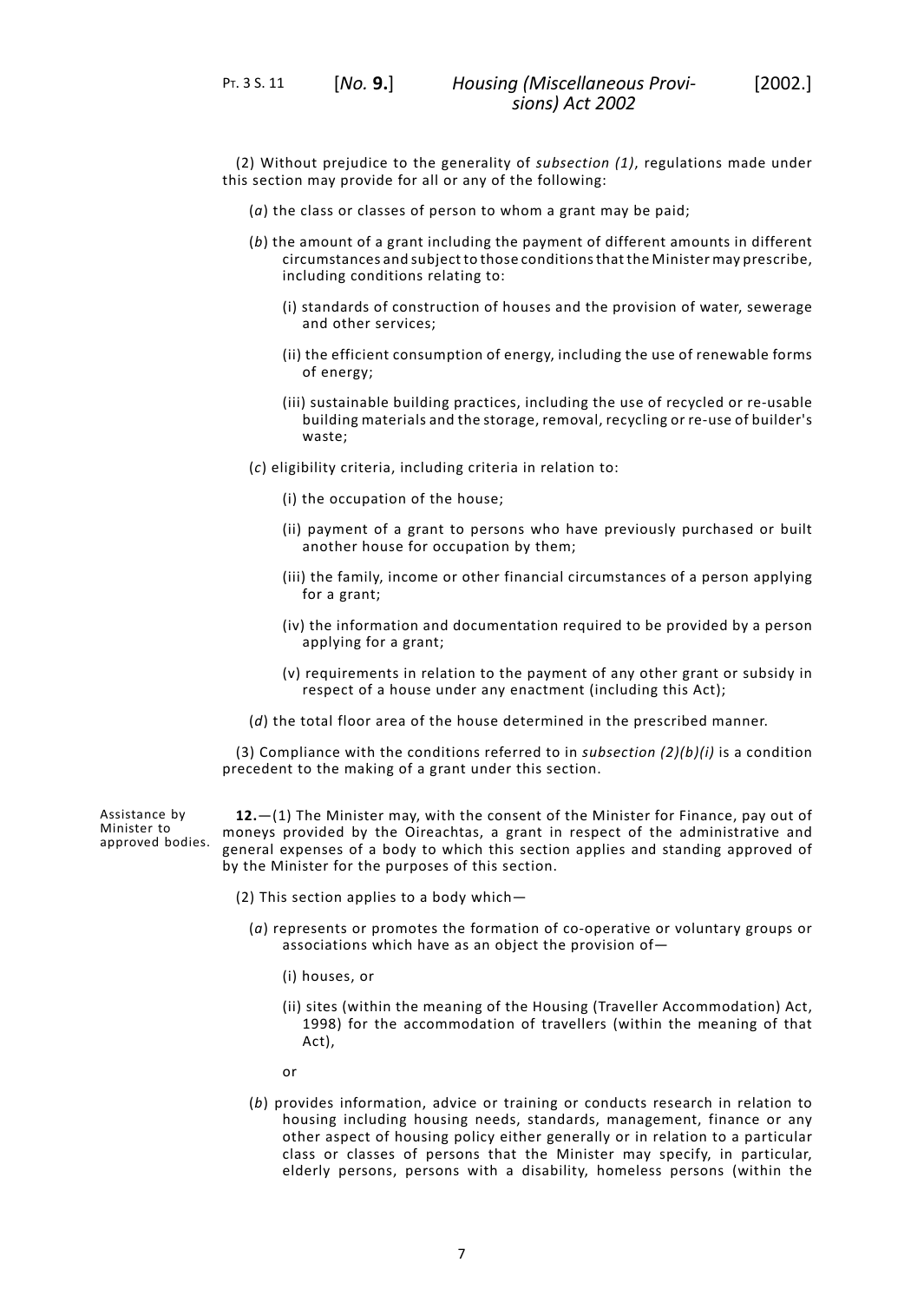(2) Without prejudice to the generality of *subsection (1)*, regulations made under this section may provide for all or any of the following:

(*a*) the class or classes of person to whom a grant may be paid;

(*b*) the amount of a grant including the payment of different amounts in different circumstances and subject to those conditions that the Minister may prescribe, including conditions relating to:

(i) standards of construction of houses and the provision of water, sewerage and other services;

(ii) the efficient consumption of energy, including the use of renewable forms of energy;

(iii) sustainable building practices, including the use of recycled or re-usable building materials and the storage, removal, recycling or re-use of builder's waste;

(*c*) eligibility criteria, including criteria in relation to:

(i) the occupation of the house;

(ii) payment of a grant to persons who have previously purchased or built another house for occupation by them;

(iii) the family, income or other financial circumstances of a person applying for a grant;

(iv) the information and documentation required to be provided by a person applying for a grant;

(v) requirements in relation to the payment of any other grant or subsidy in respect of a house under any enactment (including this Act);

(*d*) the total floor area of the house determined in the prescribed manner.

(3) Compliance with the conditions referred to in *subsection (2)(b)(i)* is a condition precedent to the making of a grant under this section.

Assistance by Minister to approved bodies.

**12.**—(1) The Minister may, with the consent of the Minister for Finance, pay out of moneys provided by the Oireachtas, a grant in respect of the administrative and general expenses of a body to which this section applies and standing approved of by the Minister for the purposes of this section.

(2) This section applies to a body which—

(*a*) represents or promotes the formation of co-operative or voluntary groups or associations which have as an object the provision of—

(i) houses, or

(ii) sites (within the meaning of the Housing (Traveller Accommodation) Act, 1998) for the accommodation of travellers (within the meaning of that Act),

or

(*b*) provides information, advice or training or conducts research in relation to housing including housing needs, standards, management, finance or any other aspect of housing policy either generally or in relation to a particular class or classes of persons that the Minister may specify, in particular, elderly persons, persons with a disability, homeless persons (within the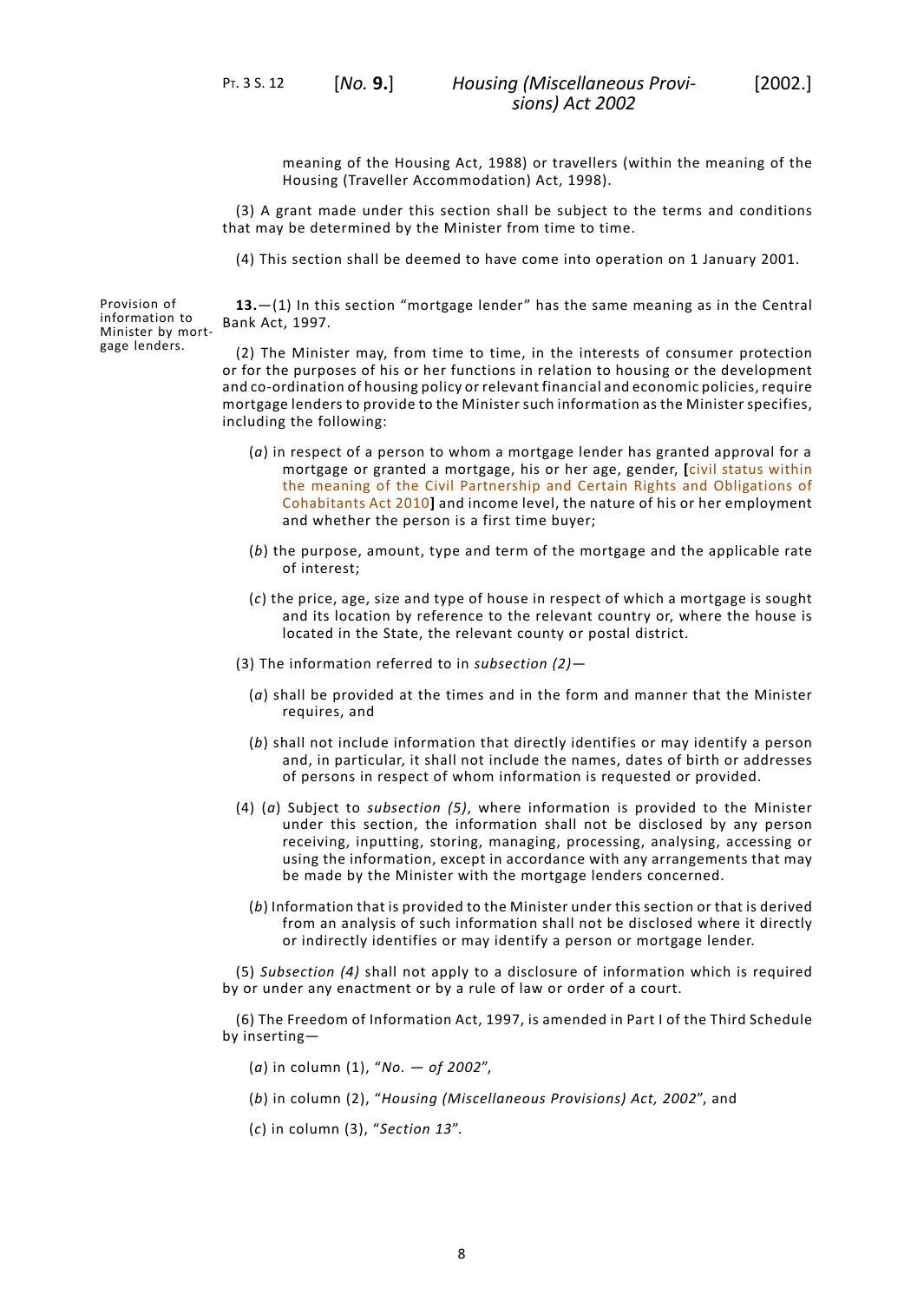meaning of the Housing Act, 1988) or travellers (within the meaning of the Housing (Traveller Accommodation) Act, 1998).

(3) A grant made under this section shall be subject to the terms and conditions that may be determined by the Minister from time to time.

(4) This section shall be deemed to have come into operation on 1 January 2001.

Provision of information to Minister by mortgage lenders.

**13.**—(1) In this section "mortgage lender" has the same meaning as in the Central Bank Act, 1997.

(2) The Minister may, from time to time, in the interests of consumer protection or for the purposes of his or her functions in relation to housing or the development and co-ordination of housing policy or relevant financial and economic policies, require mortgage lenders to provide to the Minister such information as the Minister specifies, including the following:

(*a*) in respect of a person to whom a mortgage lender has granted approval for a mortgage or granted a mortgage, his or her age, gender, **[**civil status within the meaning of the Civil Partnership and Certain Rights and Obligations of Cohabitants Act 2010**]** and income level, the nature of his or her employment and whether the person is a first time buyer;

(*b*) the purpose, amount, type and term of the mortgage and the applicable rate of interest;

(*c*) the price, age, size and type of house in respect of which a mortgage is sought and its location by reference to the relevant country or, where the house is located in the State, the relevant county or postal district.

(3) The information referred to in *subsection (2)*—

(*a*) shall be provided at the times and in the form and manner that the Minister requires, and

(*b*) shall not include information that directly identifies or may identify a person and, in particular, it shall not include the names, dates of birth or addresses of persons in respect of whom information is requested or provided.

(4) (*a*) Subject to *subsection (5)*, where information is provided to the Minister under this section, the information shall not be disclosed by any person receiving, inputting, storing, managing, processing, analysing, accessing or using the information, except in accordance with any arrangements that may be made by the Minister with the mortgage lenders concerned.

(*b*) Information that is provided to the Minister under this section or that is derived from an analysis of such information shall not be disclosed where it directly or indirectly identifies or may identify a person or mortgage lender.

(5) *Subsection (4)* shall not apply to a disclosure of information which is required by or under any enactment or by a rule of law or order of a court.

(6) The Freedom of Information Act, 1997, is amended in Part I of the Third Schedule by inserting—

(*a*) in column (1), "*No. — of 2002*",

(*b*) in column (2), "*Housing (Miscellaneous Provisions) Act, 2002*", and

(*c*) in column (3), "*Section 13*".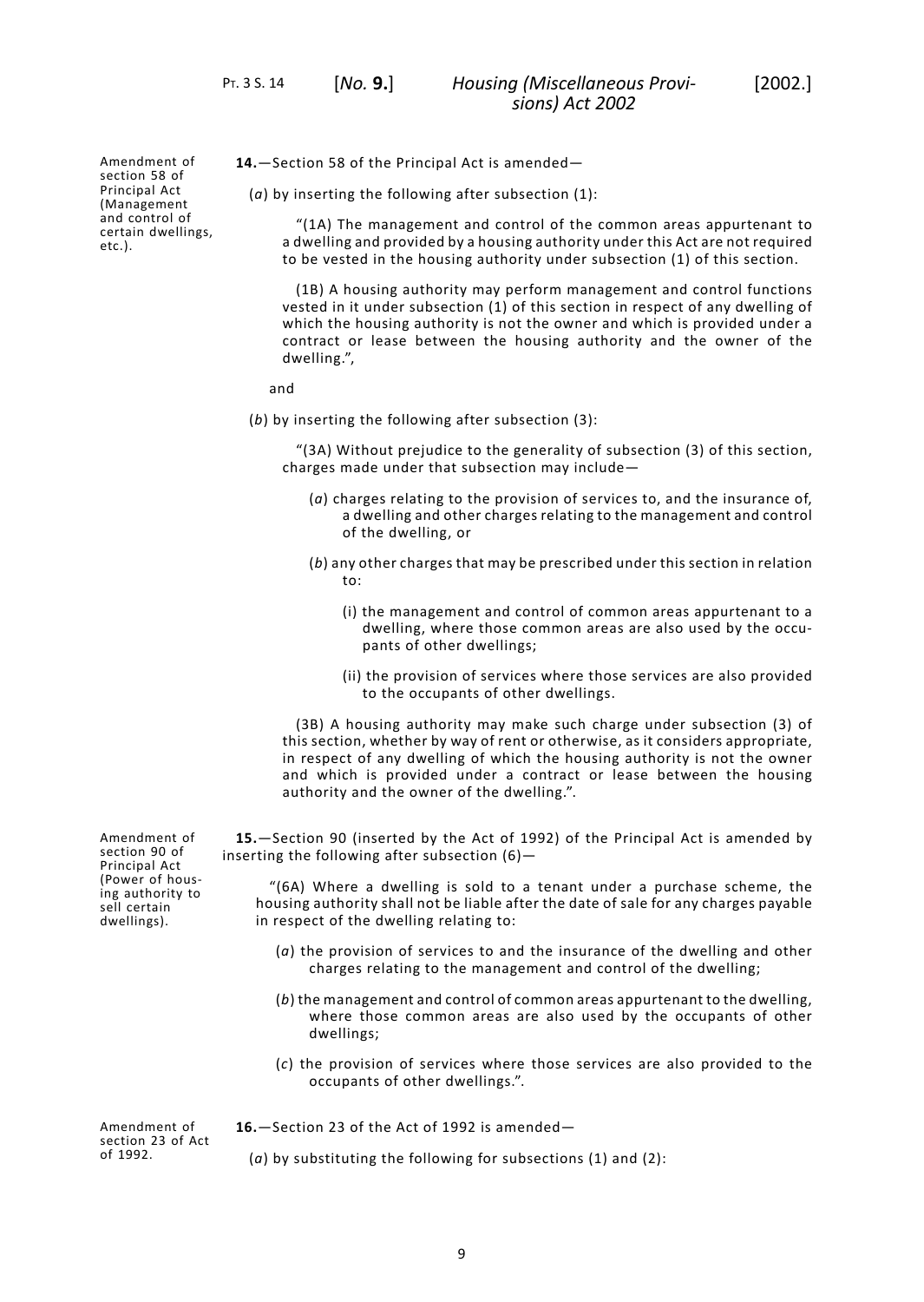Amendment of section 58 of Principal Act (Management and control of certain dwellings, etc.).

**14.**—Section 58 of the Principal Act is amended—

(*a*) by inserting the following after subsection (1):

> "(1A) The management and control of the common areas appurtenant to a dwelling and provided by a housing authority under this Act are not required to be vested in the housing authority under subsection (1) of this section.
>
> (1B) A housing authority may perform management and control functions vested in it under subsection (1) of this section in respect of any dwelling of which the housing authority is not the owner and which is provided under a contract or lease between the housing authority and the owner of the dwelling.",

and

(*b*) by inserting the following after subsection (3):

> "(3A) Without prejudice to the generality of subsection (3) of this section, charges made under that subsection may include—
>
> (*a*) charges relating to the provision of services to, and the insurance of, a dwelling and other charges relating to the management and control of the dwelling, or
>
> (*b*) any other charges that may be prescribed under this section in relation to:
>
> (i) the management and control of common areas appurtenant to a dwelling, where those common areas are also used by the occupants of other dwellings;
>
> (ii) the provision of services where those services are also provided to the occupants of other dwellings.
>
> (3B) A housing authority may make such charge under subsection (3) of this section, whether by way of rent or otherwise, as it considers appropriate, in respect of any dwelling of which the housing authority is not the owner and which is provided under a contract or lease between the housing authority and the owner of the dwelling.".

Amendment of section 90 of Principal Act (Power of housing authority to sell certain dwellings).

**15.**—Section 90 (inserted by the Act of 1992) of the Principal Act is amended by inserting the following after subsection (6)—

> "(6A) Where a dwelling is sold to a tenant under a purchase scheme, the housing authority shall not be liable after the date of sale for any charges payable in respect of the dwelling relating to:
>
> (*a*) the provision of services to and the insurance of the dwelling and other charges relating to the management and control of the dwelling;
>
> (*b*) the management and control of common areas appurtenant to the dwelling, where those common areas are also used by the occupants of other dwellings;
>
> (*c*) the provision of services where those services are also provided to the occupants of other dwellings.".

Amendment of section 23 of Act of 1992.

**16.**—Section 23 of the Act of 1992 is amended—

(*a*) by substituting the following for subsections (1) and (2):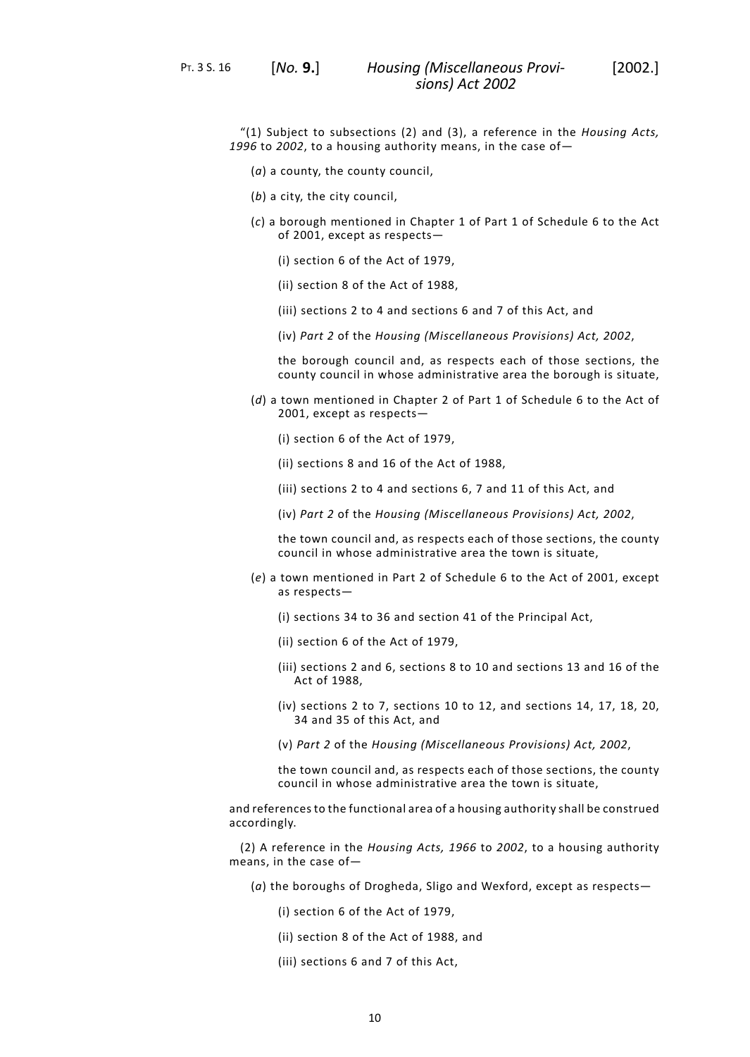"(1) Subject to subsections (2) and (3), a reference in the *Housing Acts, 1996* to *2002*, to a housing authority means, in the case of—

(*a*) a county, the county council,

(*b*) a city, the city council,

(*c*) a borough mentioned in Chapter 1 of Part 1 of Schedule 6 to the Act of 2001, except as respects—

(i) section 6 of the Act of 1979,

(ii) section 8 of the Act of 1988,

(iii) sections 2 to 4 and sections 6 and 7 of this Act, and

(iv) *Part 2* of the *Housing (Miscellaneous Provisions) Act, 2002*,

the borough council and, as respects each of those sections, the county council in whose administrative area the borough is situate,

(*d*) a town mentioned in Chapter 2 of Part 1 of Schedule 6 to the Act of 2001, except as respects—

(i) section 6 of the Act of 1979,

(ii) sections 8 and 16 of the Act of 1988,

(iii) sections 2 to 4 and sections 6, 7 and 11 of this Act, and

(iv) *Part 2* of the *Housing (Miscellaneous Provisions) Act, 2002*,

the town council and, as respects each of those sections, the county council in whose administrative area the town is situate,

(*e*) a town mentioned in Part 2 of Schedule 6 to the Act of 2001, except as respects—

(i) sections 34 to 36 and section 41 of the Principal Act,

(ii) section 6 of the Act of 1979,

(iii) sections 2 and 6, sections 8 to 10 and sections 13 and 16 of the Act of 1988,

(iv) sections 2 to 7, sections 10 to 12, and sections 14, 17, 18, 20, 34 and 35 of this Act, and

(v) *Part 2* of the *Housing (Miscellaneous Provisions) Act, 2002*,

the town council and, as respects each of those sections, the county council in whose administrative area the town is situate,

and references to the functional area of a housing authority shall be construed accordingly.

(2) A reference in the *Housing Acts, 1966* to *2002*, to a housing authority means, in the case of—

(*a*) the boroughs of Drogheda, Sligo and Wexford, except as respects—

(i) section 6 of the Act of 1979,

(ii) section 8 of the Act of 1988, and

(iii) sections 6 and 7 of this Act,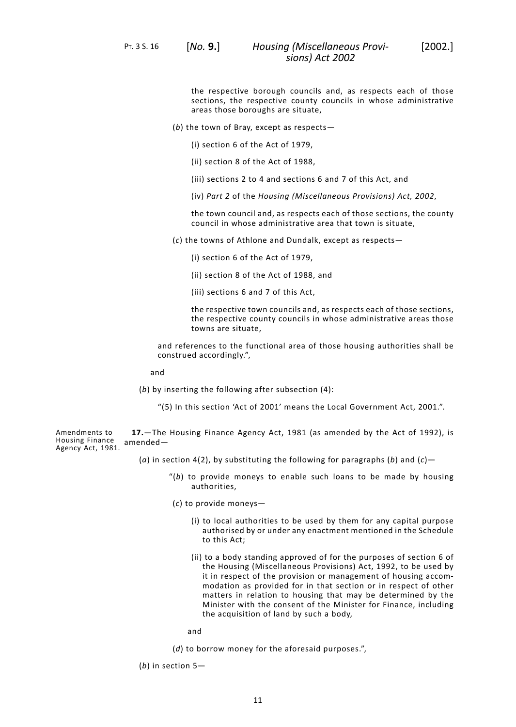the respective borough councils and, as respects each of those sections, the respective county councils in whose administrative areas those boroughs are situate,

(*b*) the town of Bray, except as respects—

(i) section 6 of the Act of 1979,

(ii) section 8 of the Act of 1988,

(iii) sections 2 to 4 and sections 6 and 7 of this Act, and

(iv) *Part 2* of the *Housing (Miscellaneous Provisions) Act, 2002*,

the town council and, as respects each of those sections, the county council in whose administrative area that town is situate,

(*c*) the towns of Athlone and Dundalk, except as respects—

(i) section 6 of the Act of 1979,

(ii) section 8 of the Act of 1988, and

(iii) sections 6 and 7 of this Act,

the respective town councils and, as respects each of those sections, the respective county councils in whose administrative areas those towns are situate,

and references to the functional area of those housing authorities shall be construed accordingly.",

and

(*b*) by inserting the following after subsection (4):

"(5) In this section 'Act of 2001' means the Local Government Act, 2001.".

Amendments to Housing Finance Agency Act, 1981.

**17.**—The Housing Finance Agency Act, 1981 (as amended by the Act of 1992), is amended—

(*a*) in section 4(2), by substituting the following for paragraphs (*b*) and (*c*)—

"(*b*) to provide moneys to enable such loans to be made by housing authorities,

(*c*) to provide moneys—

(i) to local authorities to be used by them for any capital purpose authorised by or under any enactment mentioned in the Schedule to this Act;

(ii) to a body standing approved of for the purposes of section 6 of the Housing (Miscellaneous Provisions) Act, 1992, to be used by it in respect of the provision or management of housing accommodation as provided for in that section or in respect of other matters in relation to housing that may be determined by the Minister with the consent of the Minister for Finance, including the acquisition of land by such a body,

and

(*d*) to borrow money for the aforesaid purposes.",

(*b*) in section 5—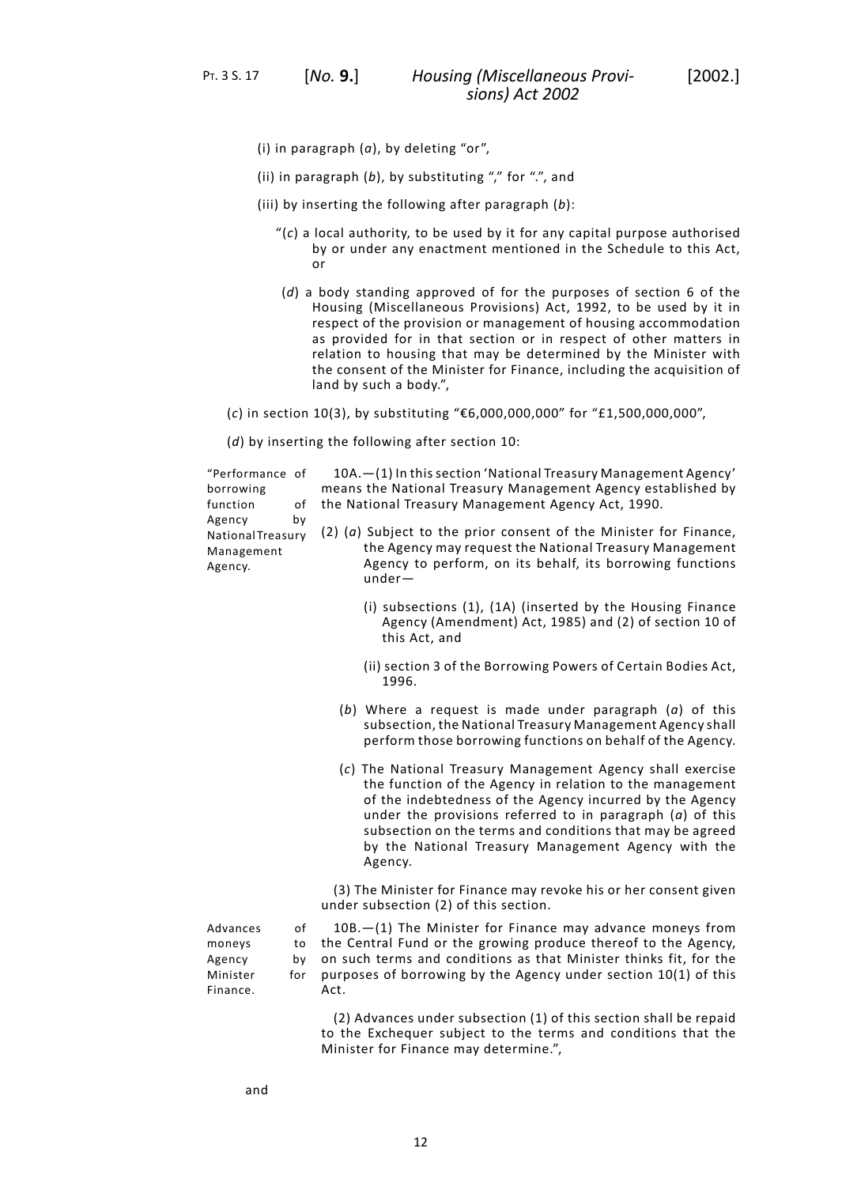(i) in paragraph (*a*), by deleting "or",

(ii) in paragraph (*b*), by substituting "," for ".", and

(iii) by inserting the following after paragraph (*b*):

"(*c*) a local authority, to be used by it for any capital purpose authorised by or under any enactment mentioned in the Schedule to this Act, or

(*d*) a body standing approved of for the purposes of section 6 of the Housing (Miscellaneous Provisions) Act, 1992, to be used by it in respect of the provision or management of housing accommodation as provided for in that section or in respect of other matters in relation to housing that may be determined by the Minister with the consent of the Minister for Finance, including the acquisition of land by such a body.",

(*c*) in section 10(3), by substituting "€6,000,000,000" for "£1,500,000,000",

(*d*) by inserting the following after section 10:

"Performance of borrowing function of Agency by National Treasury Management Agency.

10A.—(1) In this section 'National Treasury Management Agency' means the National Treasury Management Agency established by the National Treasury Management Agency Act, 1990.

(2) (*a*) Subject to the prior consent of the Minister for Finance, the Agency may request the National Treasury Management Agency to perform, on its behalf, its borrowing functions under—

(i) subsections (1), (1A) (inserted by the Housing Finance Agency (Amendment) Act, 1985) and (2) of section 10 of this Act, and

(ii) section 3 of the Borrowing Powers of Certain Bodies Act, 1996.

(*b*) Where a request is made under paragraph (*a*) of this subsection, the National Treasury Management Agency shall perform those borrowing functions on behalf of the Agency.

(*c*) The National Treasury Management Agency shall exercise the function of the Agency in relation to the management of the indebtedness of the Agency incurred by the Agency under the provisions referred to in paragraph (*a*) of this subsection on the terms and conditions that may be agreed by the National Treasury Management Agency with the Agency.

(3) The Minister for Finance may revoke his or her consent given under subsection (2) of this section.

Advances of moneys to Agency by Minister for Finance.

10B.—(1) The Minister for Finance may advance moneys from the Central Fund or the growing produce thereof to the Agency, on such terms and conditions as that Minister thinks fit, for the purposes of borrowing by the Agency under section 10(1) of this Act.

(2) Advances under subsection (1) of this section shall be repaid to the Exchequer subject to the terms and conditions that the Minister for Finance may determine.",

and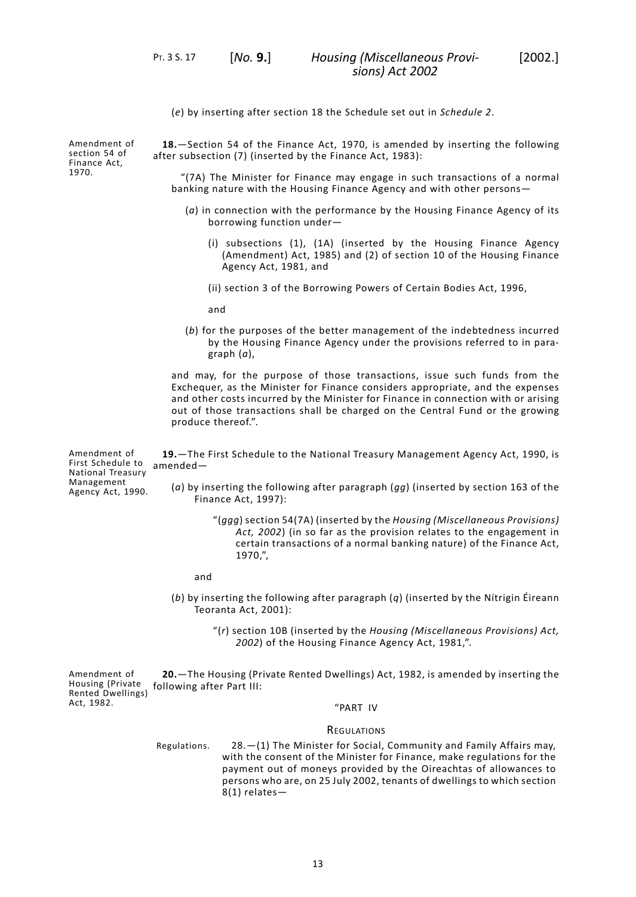(*e*) by inserting after section 18 the Schedule set out in *Schedule 2*.

Amendment of section 54 of Finance Act, 1970.

**18.**—Section 54 of the Finance Act, 1970, is amended by inserting the following after subsection (7) (inserted by the Finance Act, 1983):

"(7A) The Minister for Finance may engage in such transactions of a normal banking nature with the Housing Finance Agency and with other persons—

(*a*) in connection with the performance by the Housing Finance Agency of its borrowing function under—

(i) subsections (1), (1A) (inserted by the Housing Finance Agency (Amendment) Act, 1985) and (2) of section 10 of the Housing Finance Agency Act, 1981, and

(ii) section 3 of the Borrowing Powers of Certain Bodies Act, 1996,

and

(*b*) for the purposes of the better management of the indebtedness incurred by the Housing Finance Agency under the provisions referred to in paragraph (*a*),

and may, for the purpose of those transactions, issue such funds from the Exchequer, as the Minister for Finance considers appropriate, and the expenses and other costs incurred by the Minister for Finance in connection with or arising out of those transactions shall be charged on the Central Fund or the growing produce thereof.".

Amendment of First Schedule to National Treasury Management Agency Act, 1990.

**19.**—The First Schedule to the National Treasury Management Agency Act, 1990, is amended—

(*a*) by inserting the following after paragraph (*gg*) (inserted by section 163 of the Finance Act, 1997):

"(*ggg*) section 54(7A) (inserted by the *Housing (Miscellaneous Provisions) Act, 2002*) (in so far as the provision relates to the engagement in certain transactions of a normal banking nature) of the Finance Act, 1970,",

and

(*b*) by inserting the following after paragraph (*q*) (inserted by the Nítrigin Éireann Teoranta Act, 2001):

"(*r*) section 10B (inserted by the *Housing (Miscellaneous Provisions) Act, 2002*) of the Housing Finance Agency Act, 1981,".

Amendment of Housing (Private Rented Dwellings) Act, 1982.

**20.**—The Housing (Private Rented Dwellings) Act, 1982, is amended by inserting the following after Part III:

"PART IV

REGULATIONS

Regulations.

28.—(1) The Minister for Social, Community and Family Affairs may, with the consent of the Minister for Finance, make regulations for the payment out of moneys provided by the Oireachtas of allowances to persons who are, on 25 July 2002, tenants of dwellings to which section 8(1) relates—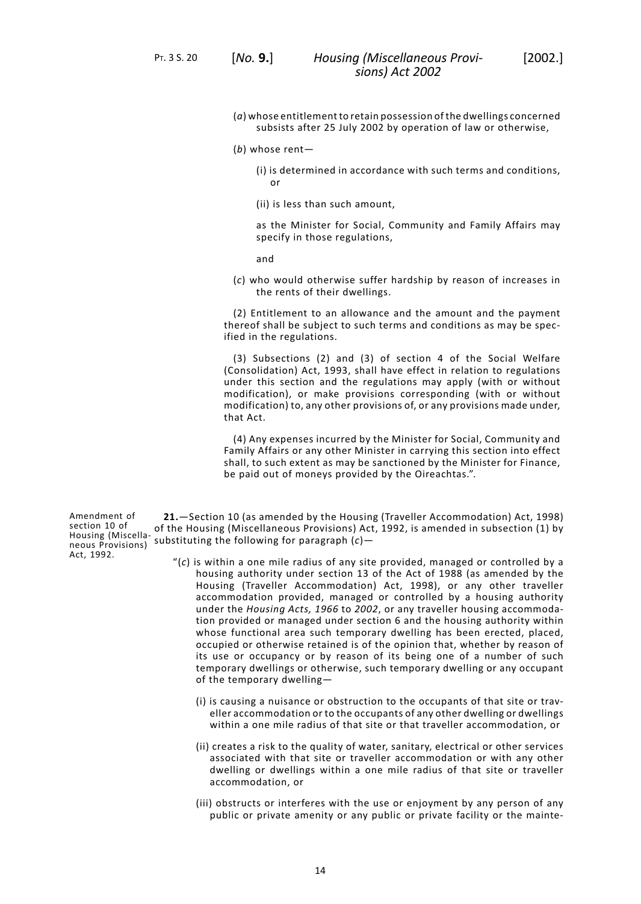(*a*) whose entitlement to retain possession of the dwellings concerned subsists after 25 July 2002 by operation of law or otherwise,

(*b*) whose rent—

(i) is determined in accordance with such terms and conditions, or

(ii) is less than such amount,

as the Minister for Social, Community and Family Affairs may specify in those regulations,

and

(*c*) who would otherwise suffer hardship by reason of increases in the rents of their dwellings.

(2) Entitlement to an allowance and the amount and the payment thereof shall be subject to such terms and conditions as may be specified in the regulations.

(3) Subsections (2) and (3) of section 4 of the Social Welfare (Consolidation) Act, 1993, shall have effect in relation to regulations under this section and the regulations may apply (with or without modification), or make provisions corresponding (with or without modification) to, any other provisions of, or any provisions made under, that Act.

(4) Any expenses incurred by the Minister for Social, Community and Family Affairs or any other Minister in carrying this section into effect shall, to such extent as may be sanctioned by the Minister for Finance, be paid out of moneys provided by the Oireachtas.".

Amendment of section 10 of Housing (Miscellaneous Provisions) Act, 1992.

**21.**—Section 10 (as amended by the Housing (Traveller Accommodation) Act, 1998) of the Housing (Miscellaneous Provisions) Act, 1992, is amended in subsection (1) by substituting the following for paragraph (*c*)—

"(*c*) is within a one mile radius of any site provided, managed or controlled by a housing authority under section 13 of the Act of 1988 (as amended by the Housing (Traveller Accommodation) Act, 1998), or any other traveller accommodation provided, managed or controlled by a housing authority under the *Housing Acts, 1966* to *2002*, or any traveller housing accommodation provided or managed under section 6 and the housing authority within whose functional area such temporary dwelling has been erected, placed, occupied or otherwise retained is of the opinion that, whether by reason of its use or occupancy or by reason of its being one of a number of such temporary dwellings or otherwise, such temporary dwelling or any occupant of the temporary dwelling—

(i) is causing a nuisance or obstruction to the occupants of that site or traveller accommodation or to the occupants of any other dwelling or dwellings within a one mile radius of that site or that traveller accommodation, or

(ii) creates a risk to the quality of water, sanitary, electrical or other services associated with that site or traveller accommodation or with any other dwelling or dwellings within a one mile radius of that site or traveller accommodation, or

(iii) obstructs or interferes with the use or enjoyment by any person of any public or private amenity or any public or private facility or the mainte-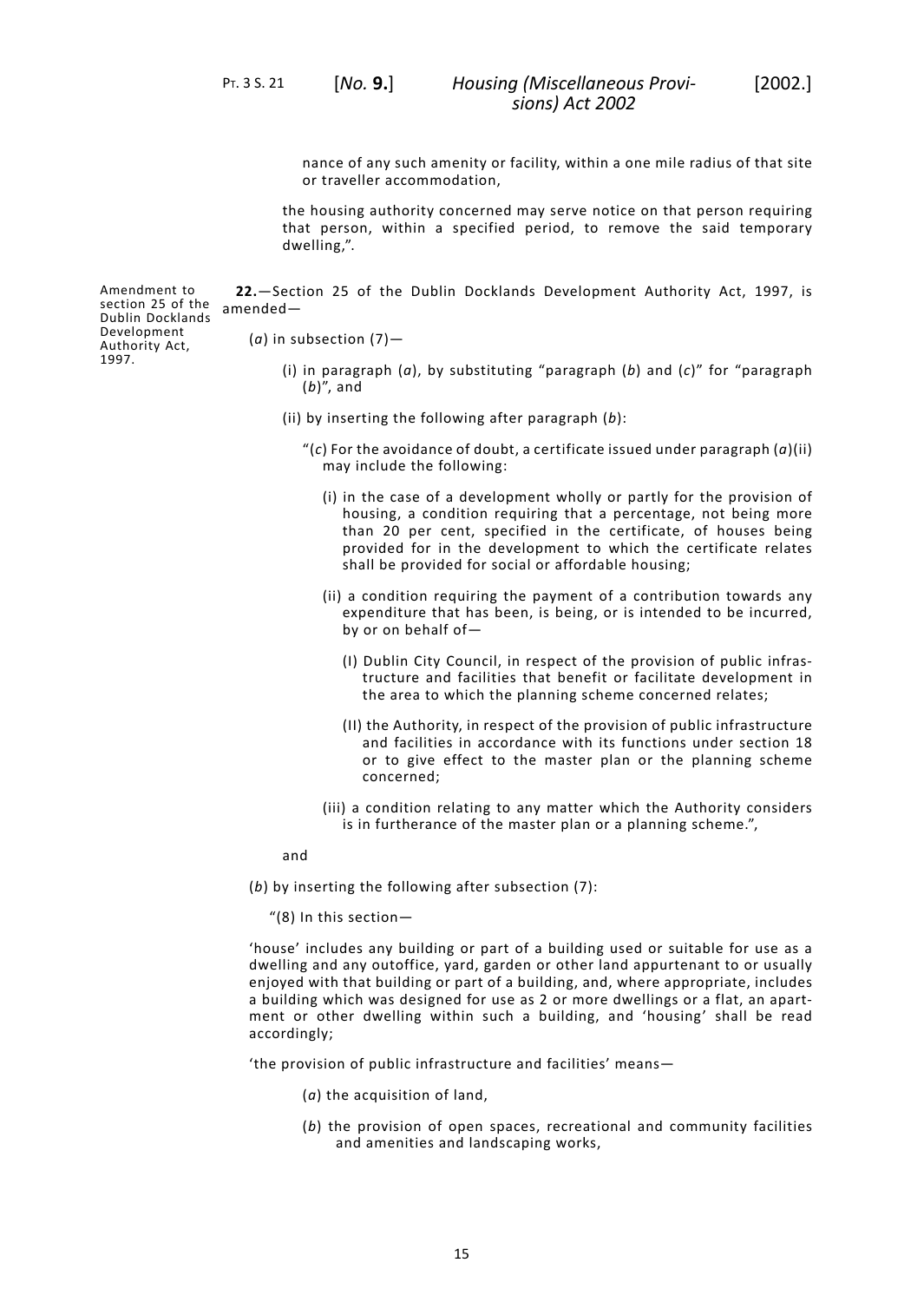nance of any such amenity or facility, within a one mile radius of that site or traveller accommodation,

the housing authority concerned may serve notice on that person requiring that person, within a specified period, to remove the said temporary dwelling,".

Amendment to section 25 of the Dublin Docklands Development Authority Act, 1997.

**22.**—Section 25 of the Dublin Docklands Development Authority Act, 1997, is amended—

(*a*) in subsection (7)—

(i) in paragraph (*a*), by substituting "paragraph (*b*) and (*c*)" for "paragraph (*b*)", and

(ii) by inserting the following after paragraph (*b*):

"(*c*) For the avoidance of doubt, a certificate issued under paragraph (*a*)(ii) may include the following:

(i) in the case of a development wholly or partly for the provision of housing, a condition requiring that a percentage, not being more than 20 per cent, specified in the certificate, of houses being provided for in the development to which the certificate relates shall be provided for social or affordable housing;

(ii) a condition requiring the payment of a contribution towards any expenditure that has been, is being, or is intended to be incurred, by or on behalf of—

(I) Dublin City Council, in respect of the provision of public infrastructure and facilities that benefit or facilitate development in the area to which the planning scheme concerned relates;

(II) the Authority, in respect of the provision of public infrastructure and facilities in accordance with its functions under section 18 or to give effect to the master plan or the planning scheme concerned;

(iii) a condition relating to any matter which the Authority considers is in furtherance of the master plan or a planning scheme.",

and

(*b*) by inserting the following after subsection (7):

"(8) In this section—

'house' includes any building or part of a building used or suitable for use as a dwelling and any outoffice, yard, garden or other land appurtenant to or usually enjoyed with that building or part of a building, and, where appropriate, includes a building which was designed for use as 2 or more dwellings or a flat, an apartment or other dwelling within such a building, and 'housing' shall be read accordingly;

'the provision of public infrastructure and facilities' means—

(*a*) the acquisition of land,

(*b*) the provision of open spaces, recreational and community facilities and amenities and landscaping works,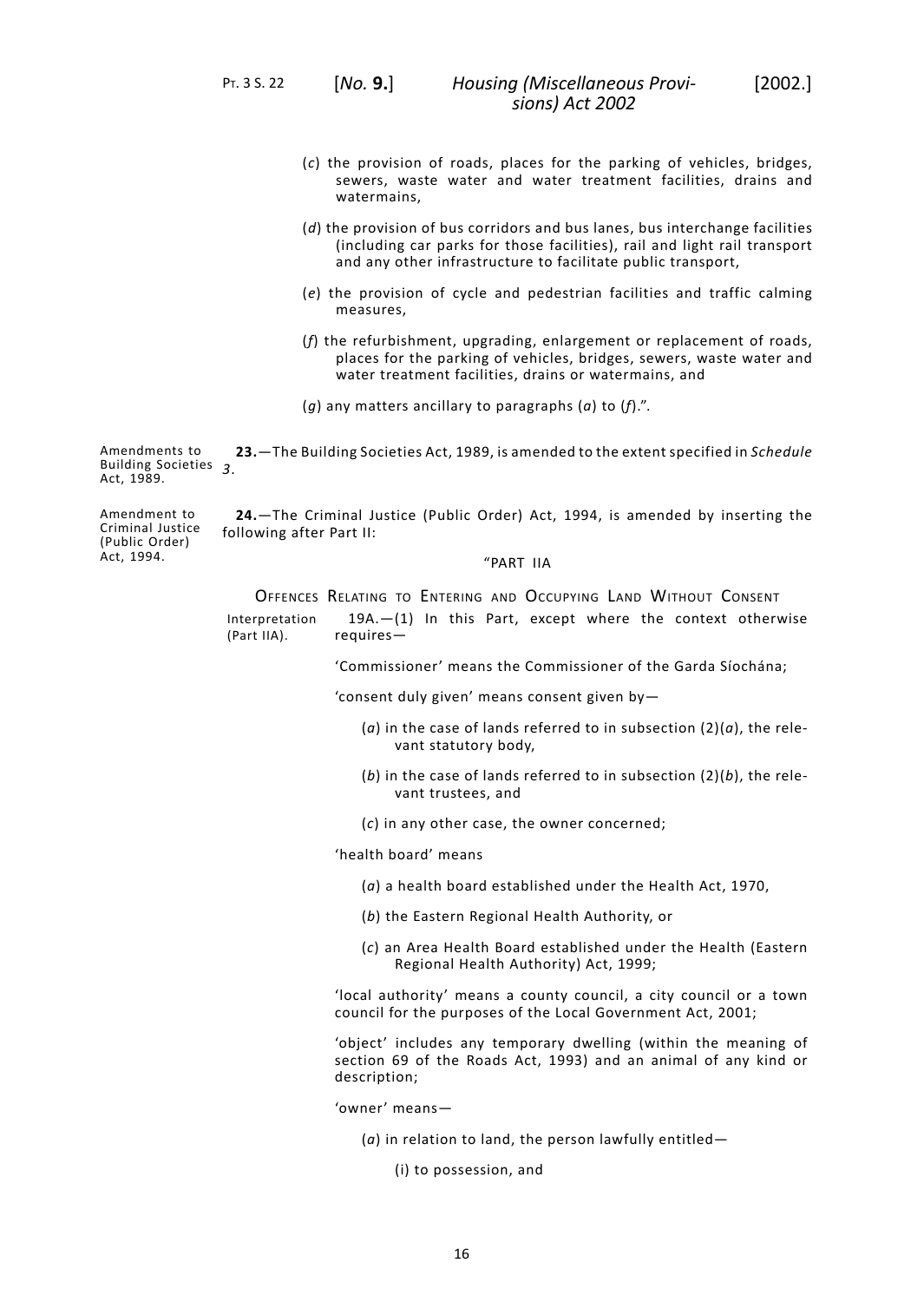(*c*) the provision of roads, places for the parking of vehicles, bridges, sewers, waste water and water treatment facilities, drains and watermains,

(*d*) the provision of bus corridors and bus lanes, bus interchange facilities (including car parks for those facilities), rail and light rail transport and any other infrastructure to facilitate public transport,

(*e*) the provision of cycle and pedestrian facilities and traffic calming measures,

(*f*) the refurbishment, upgrading, enlargement or replacement of roads, places for the parking of vehicles, bridges, sewers, waste water and water treatment facilities, drains or watermains, and

(*g*) any matters ancillary to paragraphs (*a*) to (*f*).".

Amendments to Building Societies Act, 1989.

**23.**—The Building Societies Act, 1989, is amended to the extent specified in *Schedule 3*.

Amendment to Criminal Justice (Public Order) Act, 1994.

**24.**—The Criminal Justice (Public Order) Act, 1994, is amended by inserting the following after Part II:

"PART IIA

OFFENCES RELATING TO ENTERING AND OCCUPYING LAND WITHOUT CONSENT

Interpretation (Part IIA).

19A.—(1) In this Part, except where the context otherwise requires—

'Commissioner' means the Commissioner of the Garda Síochána;

'consent duly given' means consent given by—

(*a*) in the case of lands referred to in subsection (2)(*a*), the relevant statutory body,

(*b*) in the case of lands referred to in subsection (2)(*b*), the relevant trustees, and

(*c*) in any other case, the owner concerned;

'health board' means

(*a*) a health board established under the Health Act, 1970,

(*b*) the Eastern Regional Health Authority, or

(*c*) an Area Health Board established under the Health (Eastern Regional Health Authority) Act, 1999;

'local authority' means a county council, a city council or a town council for the purposes of the Local Government Act, 2001;

'object' includes any temporary dwelling (within the meaning of section 69 of the Roads Act, 1993) and an animal of any kind or description;

'owner' means—

(*a*) in relation to land, the person lawfully entitled—

(i) to possession, and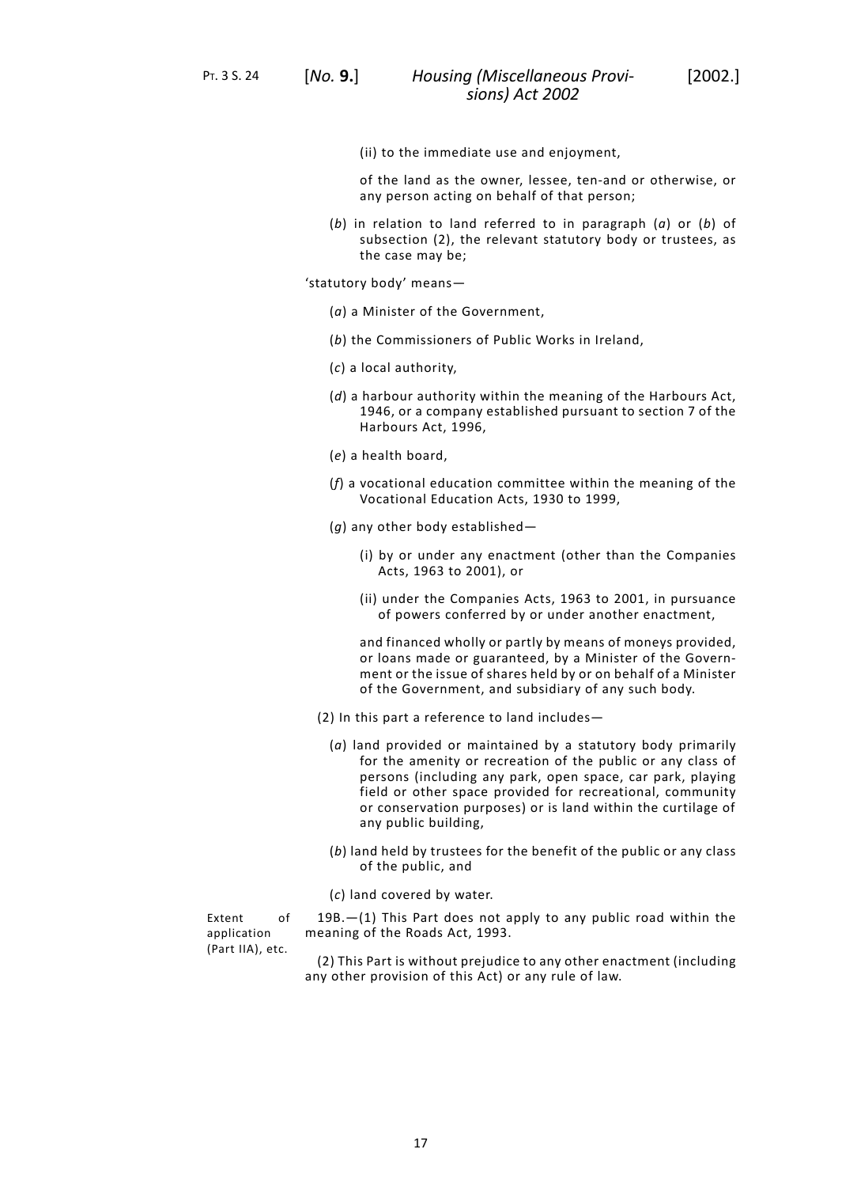(ii) to the immediate use and enjoyment,

of the land as the owner, lessee, ten-and or otherwise, or any person acting on behalf of that person;

(*b*) in relation to land referred to in paragraph (*a*) or (*b*) of subsection (2), the relevant statutory body or trustees, as the case may be;

'statutory body' means—

(*a*) a Minister of the Government,

(*b*) the Commissioners of Public Works in Ireland,

(*c*) a local authority,

(*d*) a harbour authority within the meaning of the Harbours Act, 1946, or a company established pursuant to section 7 of the Harbours Act, 1996,

(*e*) a health board,

(*f*) a vocational education committee within the meaning of the Vocational Education Acts, 1930 to 1999,

(*g*) any other body established—

(i) by or under any enactment (other than the Companies Acts, 1963 to 2001), or

(ii) under the Companies Acts, 1963 to 2001, in pursuance of powers conferred by or under another enactment,

and financed wholly or partly by means of moneys provided, or loans made or guaranteed, by a Minister of the Government or the issue of shares held by or on behalf of a Minister of the Government, and subsidiary of any such body.

(2) In this part a reference to land includes—

(*a*) land provided or maintained by a statutory body primarily for the amenity or recreation of the public or any class of persons (including any park, open space, car park, playing field or other space provided for recreational, community or conservation purposes) or is land within the curtilage of any public building,

(*b*) land held by trustees for the benefit of the public or any class of the public, and

(*c*) land covered by water.

Extent of application (Part IIA), etc.

19B.—(1) This Part does not apply to any public road within the meaning of the Roads Act, 1993.

(2) This Part is without prejudice to any other enactment (including any other provision of this Act) or any rule of law.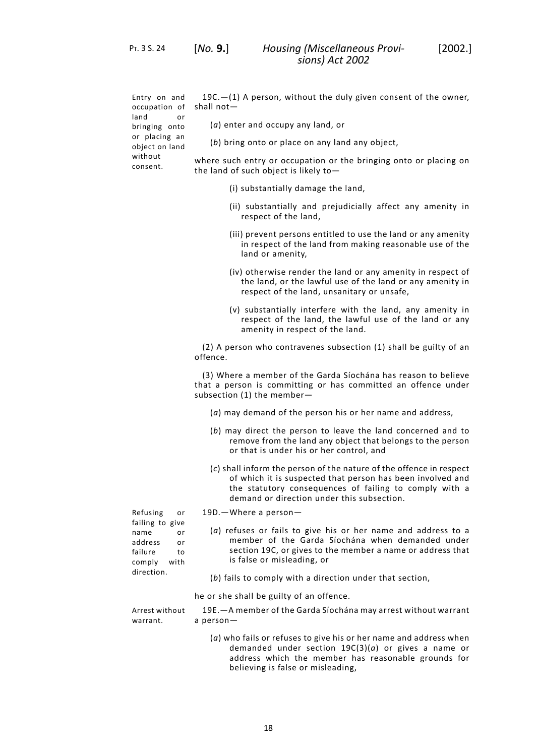Entry on and occupation of land or bringing onto or placing an object on land without consent.

19C.—(1) A person, without the duly given consent of the owner, shall not—

(*a*) enter and occupy any land, or

(*b*) bring onto or place on any land any object,

where such entry or occupation or the bringing onto or placing on the land of such object is likely to—

(i) substantially damage the land,

(ii) substantially and prejudicially affect any amenity in respect of the land,

(iii) prevent persons entitled to use the land or any amenity in respect of the land from making reasonable use of the land or amenity,

(iv) otherwise render the land or any amenity in respect of the land, or the lawful use of the land or any amenity in respect of the land, unsanitary or unsafe,

(v) substantially interfere with the land, any amenity in respect of the land, the lawful use of the land or any amenity in respect of the land.

(2) A person who contravenes subsection (1) shall be guilty of an offence.

(3) Where a member of the Garda Síochána has reason to believe that a person is committing or has committed an offence under subsection (1) the member—

(*a*) may demand of the person his or her name and address,

(*b*) may direct the person to leave the land concerned and to remove from the land any object that belongs to the person or that is under his or her control, and

(*c*) shall inform the person of the nature of the offence in respect of which it is suspected that person has been involved and the statutory consequences of failing to comply with a demand or direction under this subsection.

Refusing or failing to give name or address or failure to comply with direction.

19D.—Where a person—

(*a*) refuses or fails to give his or her name and address to a member of the Garda Síochána when demanded under section 19C, or gives to the member a name or address that is false or misleading, or

(*b*) fails to comply with a direction under that section,

he or she shall be guilty of an offence.

Arrest without warrant.

19E.—A member of the Garda Síochána may arrest without warrant a person—

(*a*) who fails or refuses to give his or her name and address when demanded under section 19C(3)(*a*) or gives a name or address which the member has reasonable grounds for believing is false or misleading,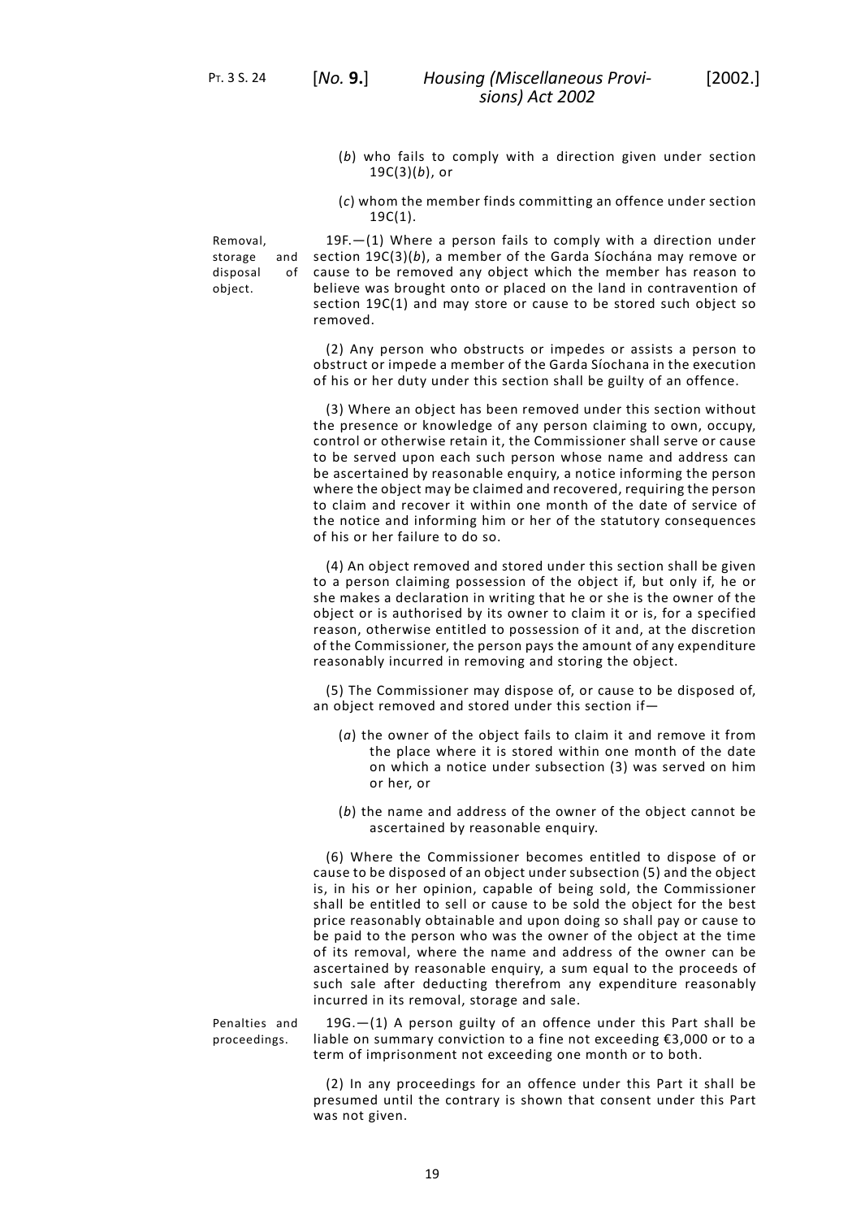(*b*) who fails to comply with a direction given under section 19C(3)(*b*), or

(*c*) whom the member finds committing an offence under section 19C(1).

Removal, storage and disposal of object.

19F.—(1) Where a person fails to comply with a direction under section 19C(3)(*b*), a member of the Garda Síochána may remove or cause to be removed any object which the member has reason to believe was brought onto or placed on the land in contravention of section 19C(1) and may store or cause to be stored such object so removed.

(2) Any person who obstructs or impedes or assists a person to obstruct or impede a member of the Garda Síochana in the execution of his or her duty under this section shall be guilty of an offence.

(3) Where an object has been removed under this section without the presence or knowledge of any person claiming to own, occupy, control or otherwise retain it, the Commissioner shall serve or cause to be served upon each such person whose name and address can be ascertained by reasonable enquiry, a notice informing the person where the object may be claimed and recovered, requiring the person to claim and recover it within one month of the date of service of the notice and informing him or her of the statutory consequences of his or her failure to do so.

(4) An object removed and stored under this section shall be given to a person claiming possession of the object if, but only if, he or she makes a declaration in writing that he or she is the owner of the object or is authorised by its owner to claim it or is, for a specified reason, otherwise entitled to possession of it and, at the discretion of the Commissioner, the person pays the amount of any expenditure reasonably incurred in removing and storing the object.

(5) The Commissioner may dispose of, or cause to be disposed of, an object removed and stored under this section if—

(*a*) the owner of the object fails to claim it and remove it from the place where it is stored within one month of the date on which a notice under subsection (3) was served on him or her, or

(*b*) the name and address of the owner of the object cannot be ascertained by reasonable enquiry.

(6) Where the Commissioner becomes entitled to dispose of or cause to be disposed of an object under subsection (5) and the object is, in his or her opinion, capable of being sold, the Commissioner shall be entitled to sell or cause to be sold the object for the best price reasonably obtainable and upon doing so shall pay or cause to be paid to the person who was the owner of the object at the time of its removal, where the name and address of the owner can be ascertained by reasonable enquiry, a sum equal to the proceeds of such sale after deducting therefrom any expenditure reasonably incurred in its removal, storage and sale.

Penalties and proceedings.

19G.—(1) A person guilty of an offence under this Part shall be liable on summary conviction to a fine not exceeding €3,000 or to a term of imprisonment not exceeding one month or to both.

(2) In any proceedings for an offence under this Part it shall be presumed until the contrary is shown that consent under this Part was not given.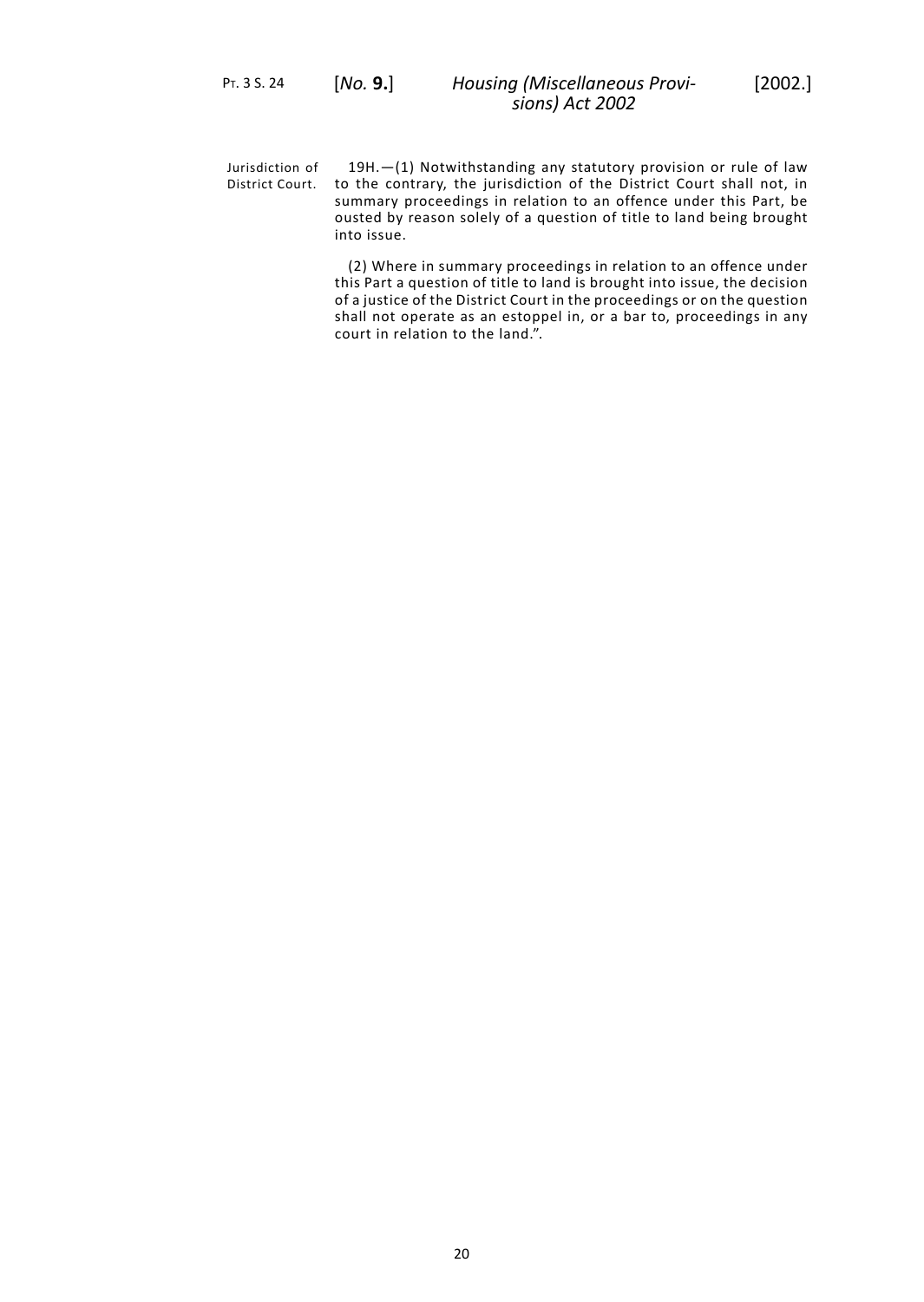Jurisdiction of District Court.

19H.—(1) Notwithstanding any statutory provision or rule of law to the contrary, the jurisdiction of the District Court shall not, in summary proceedings in relation to an offence under this Part, be ousted by reason solely of a question of title to land being brought into issue.

(2) Where in summary proceedings in relation to an offence under this Part a question of title to land is brought into issue, the decision of a justice of the District Court in the proceedings or on the question shall not operate as an estoppel in, or a bar to, proceedings in any court in relation to the land.".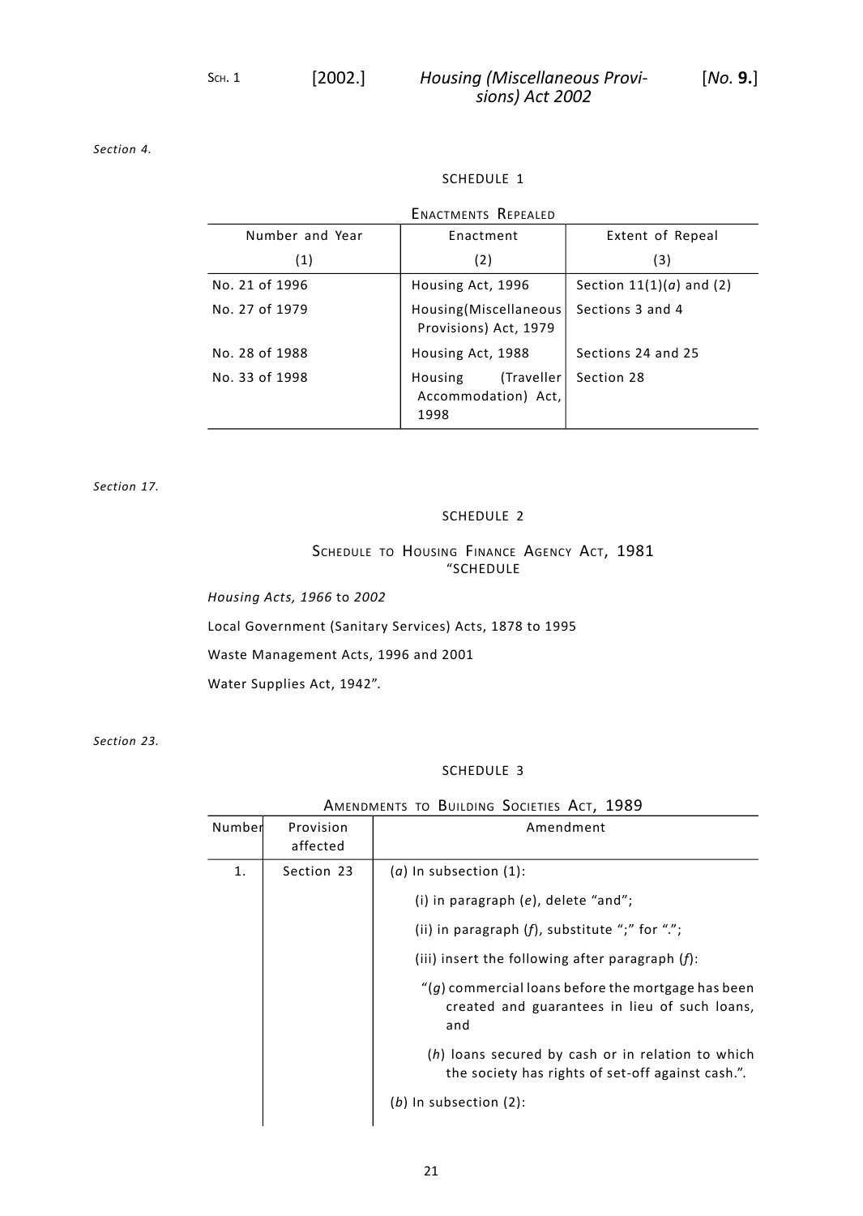*Section 4.*

SCHEDULE 1

ENACTMENTS REPEALED

| Number and Year | Enactment | Extent of Repeal |
| --- | --- | --- |
| (1) | (2) | (3) |
| No. 21 of 1996 | Housing Act, 1996 | Section 11(1)(*a*) and (2) |
| No. 27 of 1979 | Housing(Miscellaneous Provisions) Act, 1979 | Sections 3 and 4 |
| No. 28 of 1988 | Housing Act, 1988 | Sections 24 and 25 |
| No. 33 of 1998 | Housing (Traveller Accommodation) Act, 1998 | Section 28 |

*Section 17.*

SCHEDULE 2

SCHEDULE TO HOUSING FINANCE AGENCY ACT, 1981

"SCHEDULE

*Housing Acts, 1966* to *2002*

Local Government (Sanitary Services) Acts, 1878 to 1995

Waste Management Acts, 1996 and 2001

Water Supplies Act, 1942".

*Section 23.*

SCHEDULE 3

AMENDMENTS TO BUILDING SOCIETIES ACT, 1989

| Number | Provision affected | Amendment |
| --- | --- | --- |
| 1. | Section 23 | (*a*) In subsection (1): |
| | | (i) in paragraph (*e*), delete "and"; |
| | | (ii) in paragraph (*f*), substitute ";" for "."; |
| | | (iii) insert the following after paragraph (*f*): |
| | | "(*g*) commercial loans before the mortgage has been created and guarantees in lieu of such loans, and |
| | | (*h*) loans secured by cash or in relation to which the society has rights of set-off against cash.". |
| | | (*b*) In subsection (2): |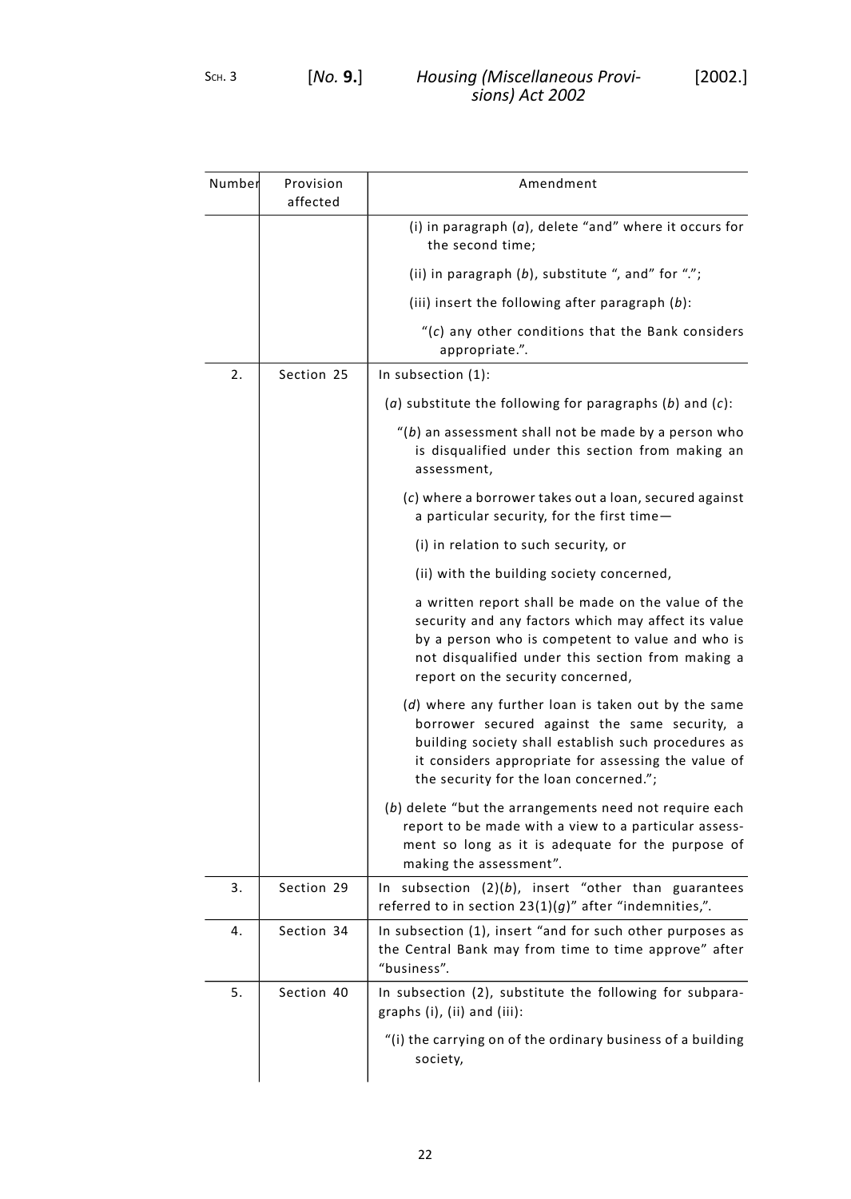| Number | Provision affected | Amendment |
|---|---|---|
| | | (i) in paragraph (*a*), delete "and" where it occurs for the second time;<br><br>(ii) in paragraph (*b*), substitute ", and" for ".";<br><br>(iii) insert the following after paragraph (*b*):<br><br>"(*c*) any other conditions that the Bank considers appropriate.". |
| 2. | Section 25 | In subsection (1):<br><br>(*a*) substitute the following for paragraphs (*b*) and (*c*):<br><br>"(*b*) an assessment shall not be made by a person who is disqualified under this section from making an assessment,<br><br>(*c*) where a borrower takes out a loan, secured against a particular security, for the first time—<br><br>(i) in relation to such security, or<br><br>(ii) with the building society concerned,<br><br>a written report shall be made on the value of the security and any factors which may affect its value by a person who is competent to value and who is not disqualified under this section from making a report on the security concerned,<br><br>(*d*) where any further loan is taken out by the same borrower secured against the same security, a building society shall establish such procedures as it considers appropriate for assessing the value of the security for the loan concerned.";<br><br>(*b*) delete "but the arrangements need not require each report to be made with a view to a particular assessment so long as it is adequate for the purpose of making the assessment". |
| 3. | Section 29 | In subsection (2)(*b*), insert "other than guarantees referred to in section 23(1)(*g*)" after "indemnities,". |
| 4. | Section 34 | In subsection (1), insert "and for such other purposes as the Central Bank may from time to time approve" after "business". |
| 5. | Section 40 | In subsection (2), substitute the following for subparagraphs (i), (ii) and (iii):<br><br>"(i) the carrying on of the ordinary business of a building society, |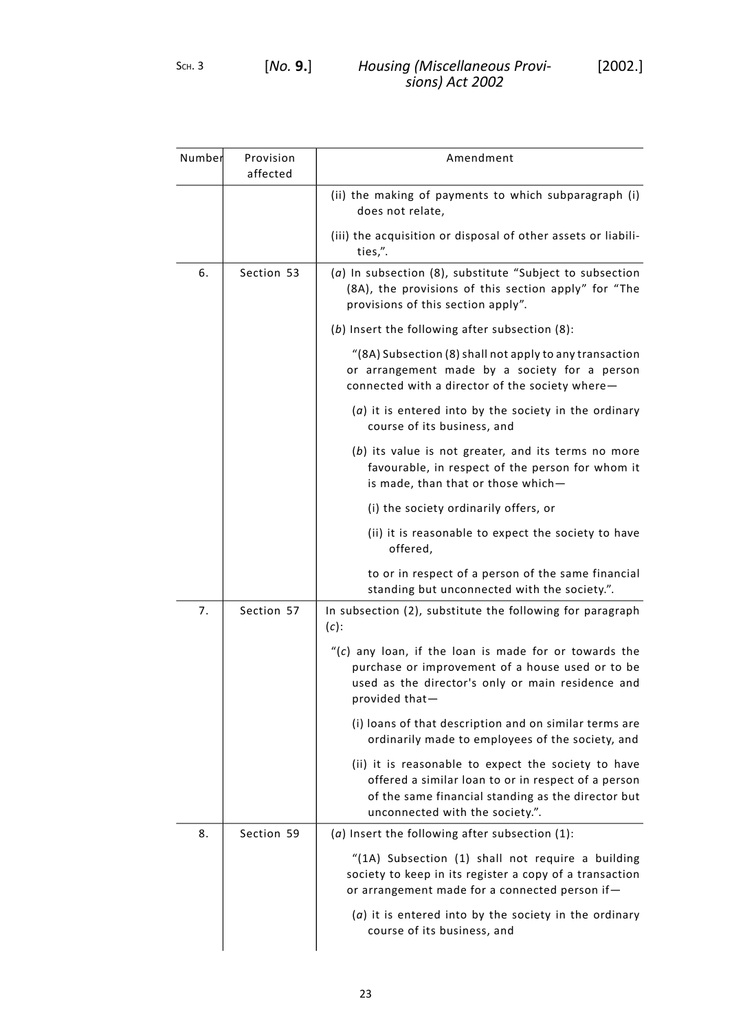| Number | Provision affected | Amendment |
|---|---|---|
| | | (ii) the making of payments to which subparagraph (i) does not relate,<br><br>(iii) the acquisition or disposal of other assets or liabilities,”. |
| 6. | Section 53 | (*a*) In subsection (8), substitute “Subject to subsection (8A), the provisions of this section apply” for “The provisions of this section apply”.<br><br>(*b*) Insert the following after subsection (8):<br><br>“(8A) Subsection (8) shall not apply to any transaction or arrangement made by a society for a person connected with a director of the society where—<br><br>(*a*) it is entered into by the society in the ordinary course of its business, and<br><br>(*b*) its value is not greater, and its terms no more favourable, in respect of the person for whom it is made, than that or those which—<br><br>(i) the society ordinarily offers, or<br><br>(ii) it is reasonable to expect the society to have offered,<br><br>to or in respect of a person of the same financial standing but unconnected with the society.”. |
| 7. | Section 57 | In subsection (2), substitute the following for paragraph (*c*):<br><br>“(*c*) any loan, if the loan is made for or towards the purchase or improvement of a house used or to be used as the director's only or main residence and provided that—<br><br>(i) loans of that description and on similar terms are ordinarily made to employees of the society, and<br><br>(ii) it is reasonable to expect the society to have offered a similar loan to or in respect of a person of the same financial standing as the director but unconnected with the society.”. |
| 8. | Section 59 | (*a*) Insert the following after subsection (1):<br><br>“(1A) Subsection (1) shall not require a building society to keep in its register a copy of a transaction or arrangement made for a connected person if—<br><br>(*a*) it is entered into by the society in the ordinary course of its business, and |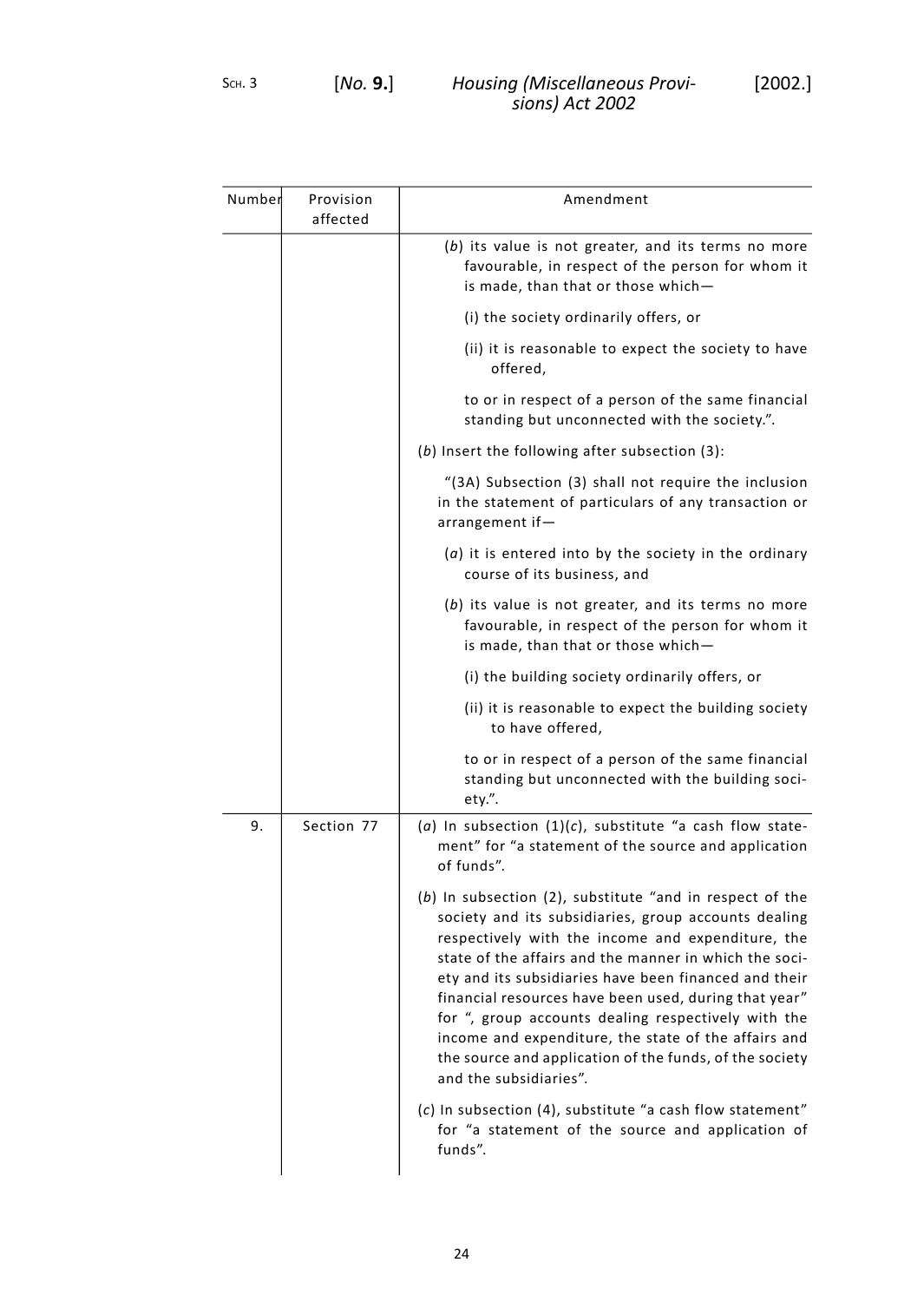| Number | Provision affected | Amendment |
|---|---|---|
| | | (*b*) its value is not greater, and its terms no more favourable, in respect of the person for whom it is made, than that or those which— (i) the society ordinarily offers, or (ii) it is reasonable to expect the society to have offered, to or in respect of a person of the same financial standing but unconnected with the society.". |
| | | (*b*) Insert the following after subsection (3): "(3A) Subsection (3) shall not require the inclusion in the statement of particulars of any transaction or arrangement if— (*a*) it is entered into by the society in the ordinary course of its business, and (*b*) its value is not greater, and its terms no more favourable, in respect of the person for whom it is made, than that or those which— (i) the building society ordinarily offers, or (ii) it is reasonable to expect the building society to have offered, to or in respect of a person of the same financial standing but unconnected with the building society.". |
| 9. | Section 77 | (*a*) In subsection (1)(*c*), substitute "a cash flow statement" for "a statement of the source and application of funds". |
| | | (*b*) In subsection (2), substitute "and in respect of the society and its subsidiaries, group accounts dealing respectively with the income and expenditure, the state of the affairs and the manner in which the society and its subsidiaries have been financed and their financial resources have been used, during that year" for ", group accounts dealing respectively with the income and expenditure, the state of the affairs and the source and application of the funds, of the society and the subsidiaries". |
| | | (*c*) In subsection (4), substitute "a cash flow statement" for "a statement of the source and application of funds". |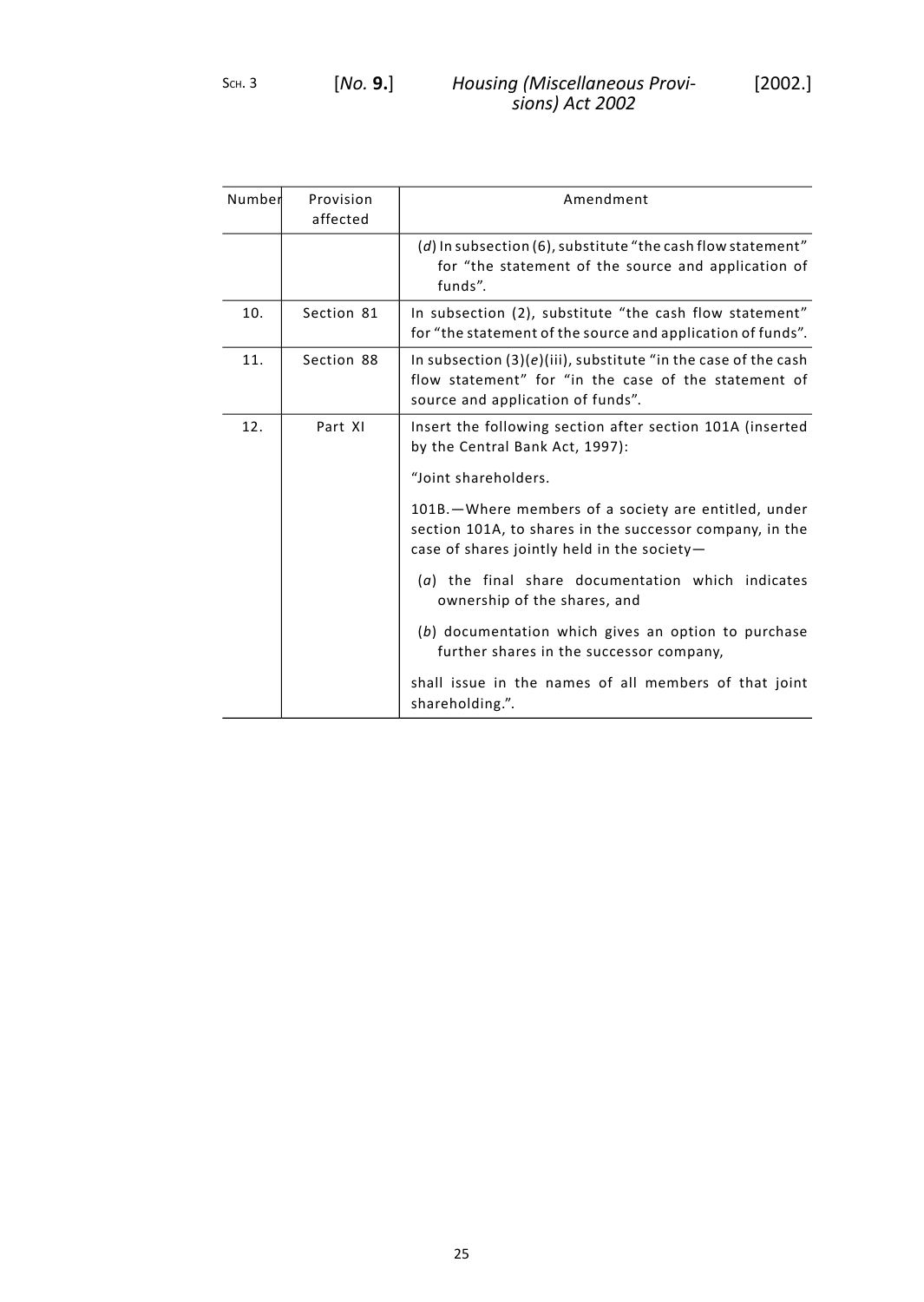| Number | Provision affected | Amendment |
|---|---|---|
| | | (*d*) In subsection (6), substitute "the cash flow statement" for "the statement of the source and application of funds". |
| 10. | Section 81 | In subsection (2), substitute "the cash flow statement" for "the statement of the source and application of funds". |
| 11. | Section 88 | In subsection (3)(*e*)(iii), substitute "in the case of the cash flow statement" for "in the case of the statement of source and application of funds". |
| 12. | Part XI | Insert the following section after section 101A (inserted by the Central Bank Act, 1997): "Joint shareholders. 101B.—Where members of a society are entitled, under section 101A, to shares in the successor company, in the case of shares jointly held in the society— (*a*) the final share documentation which indicates ownership of the shares, and (*b*) documentation which gives an option to purchase further shares in the successor company, shall issue in the names of all members of that joint shareholding.". |